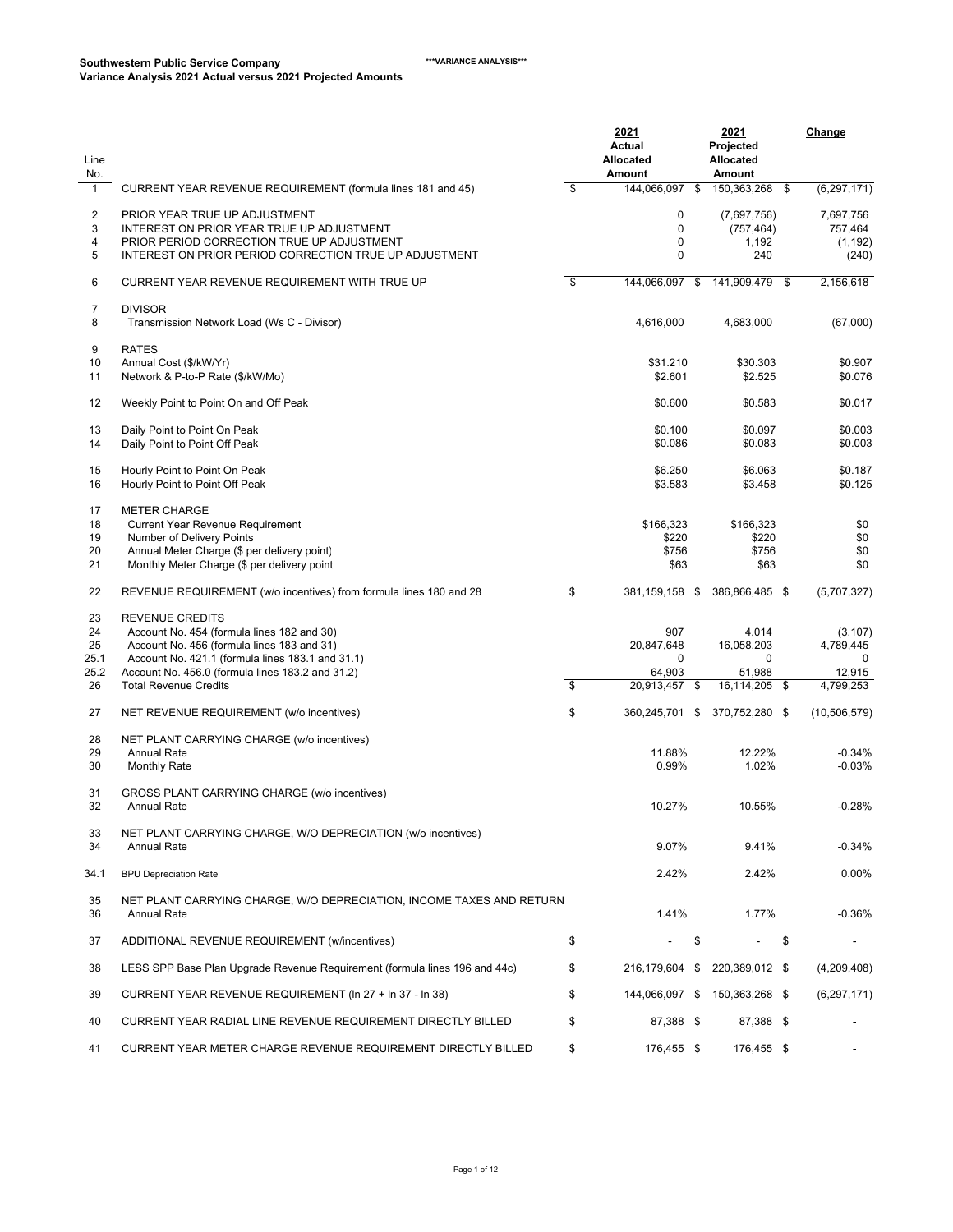**Southwestern Public Service Company** ***VARIANCE ANALYSIS***

**Variance Analysis 2021 Actual versus 2021 Projected Amounts**

| Line No. | | 2021 Actual Allocated Amount | 2021 Projected Allocated Amount | Change |
|---|---|---|---|---|
| 1 | CURRENT YEAR REVENUE REQUIREMENT (formula lines 181 and 45) | $ 144,066,097 | $ 150,363,268 | $ (6,297,171) |
| 2 | PRIOR YEAR TRUE UP ADJUSTMENT | 0 | (7,697,756) | 7,697,756 |
| 3 | INTEREST ON PRIOR YEAR TRUE UP ADJUSTMENT | 0 | (757,464) | 757,464 |
| 4 | PRIOR PERIOD CORRECTION TRUE UP ADJUSTMENT | 0 | 1,192 | (1,192) |
| 5 | INTEREST ON PRIOR PERIOD CORRECTION TRUE UP ADJUSTMENT | 0 | 240 | (240) |
| 6 | CURRENT YEAR REVENUE REQUIREMENT WITH TRUE UP | $ 144,066,097 | $ 141,909,479 | $ 2,156,618 |
| 7 | DIVISOR | | | |
| 8 | Transmission Network Load (Ws C - Divisor) | 4,616,000 | 4,683,000 | (67,000) |
| 9 | RATES | | | |
| 10 | Annual Cost ($/kW/Yr) | $31.210 | $30.303 | $0.907 |
| 11 | Network & P-to-P Rate ($/kW/Mo) | $2.601 | $2.525 | $0.076 |
| 12 | Weekly Point to Point On and Off Peak | $0.600 | $0.583 | $0.017 |
| 13 | Daily Point to Point On Peak | $0.100 | $0.097 | $0.003 |
| 14 | Daily Point to Point Off Peak | $0.086 | $0.083 | $0.003 |
| 15 | Hourly Point to Point On Peak | $6.250 | $6.063 | $0.187 |
| 16 | Hourly Point to Point Off Peak | $3.583 | $3.458 | $0.125 |
| 17 | METER CHARGE | | | |
| 18 | Current Year Revenue Requirement | $166,323 | $166,323 | $0 |
| 19 | Number of Delivery Points | $220 | $220 | $0 |
| 20 | Annual Meter Charge ($ per delivery point) | $756 | $756 | $0 |
| 21 | Monthly Meter Charge ($ per delivery point) | $63 | $63 | $0 |
| 22 | REVENUE REQUIREMENT (w/o incentives) from formula lines 180 and 28 | $ 381,159,158 | $ 386,866,485 | $ (5,707,327) |
| 23 | REVENUE CREDITS | | | |
| 24 | Account No. 454 (formula lines 182 and 30) | 907 | 4,014 | (3,107) |
| 25 | Account No. 456 (formula lines 183 and 31) | 20,847,648 | 16,058,203 | 4,789,445 |
| 25.1 | Account No. 421.1 (formula lines 183.1 and 31.1) | 0 | 0 | 0 |
| 25.2 | Account No. 456.0 (formula lines 183.2 and 31.2) | 64,903 | 51,988 | 12,915 |
| 26 | Total Revenue Credits | $ 20,913,457 | $ 16,114,205 | $ 4,799,253 |
| 27 | NET REVENUE REQUIREMENT (w/o incentives) | $ 360,245,701 | $ 370,752,280 | $ (10,506,579) |
| 28 | NET PLANT CARRYING CHARGE (w/o incentives) | | | |
| 29 | Annual Rate | 11.88% | 12.22% | -0.34% |
| 30 | Monthly Rate | 0.99% | 1.02% | -0.03% |
| 31 | GROSS PLANT CARRYING CHARGE (w/o incentives) | | | |
| 32 | Annual Rate | 10.27% | 10.55% | -0.28% |
| 33 | NET PLANT CARRYING CHARGE, W/O DEPRECIATION (w/o incentives) | | | |
| 34 | Annual Rate | 9.07% | 9.41% | -0.34% |
| 34.1 | BPU Depreciation Rate | 2.42% | 2.42% | 0.00% |
| 35 | NET PLANT CARRYING CHARGE, W/O DEPRECIATION, INCOME TAXES AND RETURN | | | |
| 36 | Annual Rate | 1.41% | 1.77% | -0.36% |
| 37 | ADDITIONAL REVENUE REQUIREMENT (w/incentives) | $ - | $ - | $ - |
| 38 | LESS SPP Base Plan Upgrade Revenue Requirement (formula lines 196 and 44c) | $ 216,179,604 | $ 220,389,012 | $ (4,209,408) |
| 39 | CURRENT YEAR REVENUE REQUIREMENT (ln 27 + ln 37 - ln 38) | $ 144,066,097 | $ 150,363,268 | $ (6,297,171) |
| 40 | CURRENT YEAR RADIAL LINE REVENUE REQUIREMENT DIRECTLY BILLED | $ 87,388 | $ 87,388 | $ - |
| 41 | CURRENT YEAR METER CHARGE REVENUE REQUIREMENT DIRECTLY BILLED | $ 176,455 | $ 176,455 | $ - |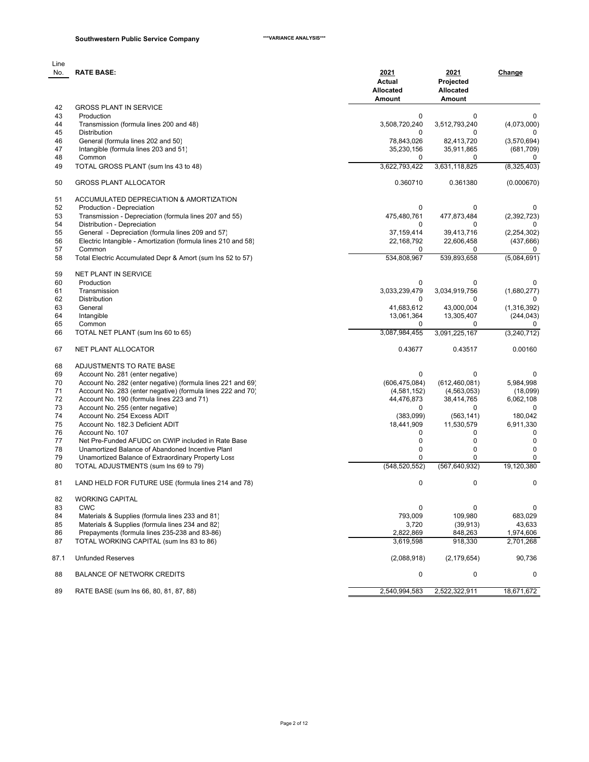**Southwestern Public Service Company** ***VARIANCE ANALYSIS***

| Line No. | RATE BASE: | 2021 Actual Allocated Amount | 2021 Projected Allocated Amount | Change |
|---|---|---|---|---|
| 42 | GROSS PLANT IN SERVICE | | | |
| 43 | Production | 0 | 0 | 0 |
| 44 | Transmission (formula lines 200 and 48) | 3,508,720,240 | 3,512,793,240 | (4,073,000) |
| 45 | Distribution | 0 | 0 | 0 |
| 46 | General (formula lines 202 and 50) | 78,843,026 | 82,413,720 | (3,570,694) |
| 47 | Intangible (formula lines 203 and 51) | 35,230,156 | 35,911,865 | (681,709) |
| 48 | Common | 0 | 0 | 0 |
| 49 | TOTAL GROSS PLANT (sum lns 43 to 48) | 3,622,793,422 | 3,631,118,825 | (8,325,403) |
| 50 | GROSS PLANT ALLOCATOR | 0.360710 | 0.361380 | (0.000670) |
| 51 | ACCUMULATED DEPRECIATION & AMORTIZATION | | | |
| 52 | Production - Depreciation | 0 | 0 | 0 |
| 53 | Transmission - Depreciation (formula lines 207 and 55) | 475,480,761 | 477,873,484 | (2,392,723) |
| 54 | Distribution - Depreciation | 0 | 0 | 0 |
| 55 | General - Depreciation (formula lines 209 and 57) | 37,159,414 | 39,413,716 | (2,254,302) |
| 56 | Electric Intangible - Amortization (formula lines 210 and 58) | 22,168,792 | 22,606,458 | (437,666) |
| 57 | Common | 0 | 0 | 0 |
| 58 | Total Electric Accumulated Depr & Amort (sum lns 52 to 57) | 534,808,967 | 539,893,658 | (5,084,691) |
| 59 | NET PLANT IN SERVICE | | | |
| 60 | Production | 0 | 0 | 0 |
| 61 | Transmission | 3,033,239,479 | 3,034,919,756 | (1,680,277) |
| 62 | Distribution | 0 | 0 | 0 |
| 63 | General | 41,683,612 | 43,000,004 | (1,316,392) |
| 64 | Intangible | 13,061,364 | 13,305,407 | (244,043) |
| 65 | Common | 0 | 0 | 0 |
| 66 | TOTAL NET PLANT (sum lns 60 to 65) | 3,087,984,455 | 3,091,225,167 | (3,240,712) |
| 67 | NET PLANT ALLOCATOR | 0.43677 | 0.43517 | 0.00160 |
| 68 | ADJUSTMENTS TO RATE BASE | | | |
| 69 | Account No. 281 (enter negative) | 0 | 0 | 0 |
| 70 | Account No. 282 (enter negative) (formula lines 221 and 69) | (606,475,084) | (612,460,081) | 5,984,998 |
| 71 | Account No. 283 (enter negative) (formula lines 222 and 70) | (4,581,152) | (4,563,053) | (18,099) |
| 72 | Account No. 190 (formula lines 223 and 71) | 44,476,873 | 38,414,765 | 6,062,108 |
| 73 | Account No. 255 (enter negative) | 0 | 0 | 0 |
| 74 | Account No. 254 Excess ADIT | (383,099) | (563,141) | 180,042 |
| 75 | Account No. 182.3 Deficient ADIT | 18,441,909 | 11,530,579 | 6,911,330 |
| 76 | Account No. 107 | 0 | 0 | 0 |
| 77 | Net Pre-Funded AFUDC on CWIP included in Rate Base | 0 | 0 | 0 |
| 78 | Unamortized Balance of Abandoned Incentive Plant | 0 | 0 | 0 |
| 79 | Unamortized Balance of Extraordinary Property Loss | 0 | 0 | 0 |
| 80 | TOTAL ADJUSTMENTS (sum lns 69 to 79) | (548,520,552) | (567,640,932) | 19,120,380 |
| 81 | LAND HELD FOR FUTURE USE (formula lines 214 and 78) | 0 | 0 | 0 |
| 82 | WORKING CAPITAL | | | |
| 83 | CWC | 0 | 0 | 0 |
| 84 | Materials & Supplies (formula lines 233 and 81) | 793,009 | 109,980 | 683,029 |
| 85 | Materials & Supplies (formula lines 234 and 82) | 3,720 | (39,913) | 43,633 |
| 86 | Prepayments (formula lines 235-238 and 83-86) | 2,822,869 | 848,263 | 1,974,606 |
| 87 | TOTAL WORKING CAPITAL (sum lns 83 to 86) | 3,619,598 | 918,330 | 2,701,268 |
| 87.1 | Unfunded Reserves | (2,088,918) | (2,179,654) | 90,736 |
| 88 | BALANCE OF NETWORK CREDITS | 0 | 0 | 0 |
| 89 | RATE BASE (sum lns 66, 80, 81, 87, 88) | 2,540,994,583 | 2,522,322,911 | 18,671,672 |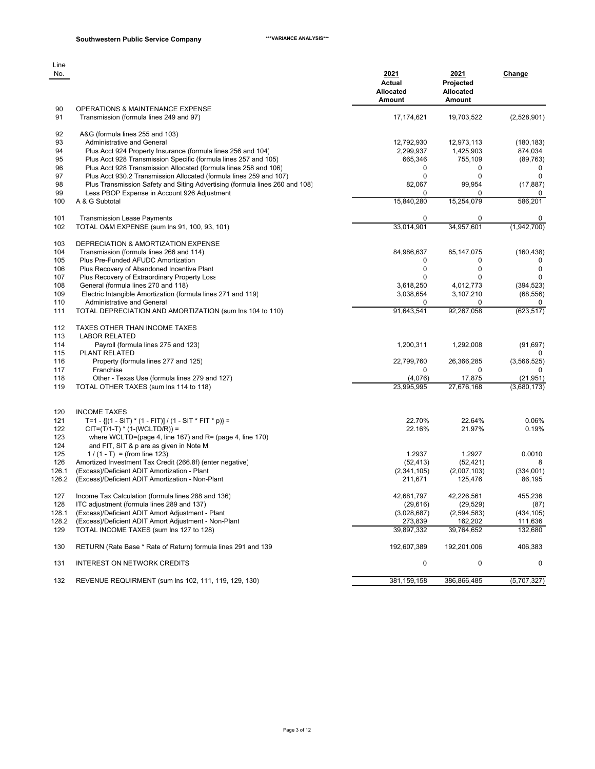**Southwestern Public Service Company** ***VARIANCE ANALYSIS***

| Line No. | | 2021 Actual Allocated Amount | 2021 Projected Allocated Amount | Change |
|---|---|---|---|---|
| 90 | OPERATIONS & MAINTENANCE EXPENSE | | | |
| 91 | Transmission (formula lines 249 and 97) | 17,174,621 | 19,703,522 | (2,528,901) |
| 92 | A&G (formula lines 255 and 103) | | | |
| 93 | Administrative and General | 12,792,930 | 12,973,113 | (180,183) |
| 94 | Plus Acct 924 Property Insurance (formula lines 256 and 104) | 2,299,937 | 1,425,903 | 874,034 |
| 95 | Plus Acct 928 Transmission Specific (formula lines 257 and 105) | 665,346 | 755,109 | (89,763) |
| 96 | Plus Acct 928 Transmission Allocated (formula lines 258 and 106) | 0 | 0 | 0 |
| 97 | Plus Acct 930.2 Transmission Allocated (formula lines 259 and 107) | 0 | 0 | 0 |
| 98 | Plus Transmission Safety and Siting Advertising (formula lines 260 and 108) | 82,067 | 99,954 | (17,887) |
| 99 | Less PBOP Expense in Account 926 Adjustment | 0 | 0 | 0 |
| 100 | A & G Subtotal | 15,840,280 | 15,254,079 | 586,201 |
| 101 | Transmission Lease Payments | 0 | 0 | 0 |
| 102 | TOTAL O&M EXPENSE (sum lns 91, 100, 93, 101) | 33,014,901 | 34,957,601 | (1,942,700) |
| 103 | DEPRECIATION & AMORTIZATION EXPENSE | | | |
| 104 | Transmission (formula lines 266 and 114) | 84,986,637 | 85,147,075 | (160,438) |
| 105 | Plus Pre-Funded AFUDC Amortization | 0 | 0 | 0 |
| 106 | Plus Recovery of Abandoned Incentive Plant | 0 | 0 | 0 |
| 107 | Plus Recovery of Extraordinary Property Loss | 0 | 0 | 0 |
| 108 | General (formula lines 270 and 118) | 3,618,250 | 4,012,773 | (394,523) |
| 109 | Electric Intangible Amortization (formula lines 271 and 119) | 3,038,654 | 3,107,210 | (68,556) |
| 110 | Administrative and General | 0 | 0 | 0 |
| 111 | TOTAL DEPRECIATION AND AMORTIZATION (sum lns 104 to 110) | 91,643,541 | 92,267,058 | (623,517) |
| 112 | TAXES OTHER THAN INCOME TAXES | | | |
| 113 | LABOR RELATED | | | |
| 114 | Payroll (formula lines 275 and 123) | 1,200,311 | 1,292,008 | (91,697) |
| 115 | PLANT RELATED | | | 0 |
| 116 | Property (formula lines 277 and 125) | 22,799,760 | 26,366,285 | (3,566,525) |
| 117 | Franchise | 0 | 0 | 0 |
| 118 | Other - Texas Use (formula lines 279 and 127) | (4,076) | 17,875 | (21,951) |
| 119 | TOTAL OTHER TAXES (sum lns 114 to 118) | 23,995,995 | 27,676,168 | (3,680,173) |
| 120 | INCOME TAXES | | | |
| 121 | T=1 - {[(1 - SIT) * (1 - FIT)] / (1 - SIT * FIT * p)} = | 22.70% | 22.64% | 0.06% |
| 122 | CIT=(T/1-T) * (1-(WCLTD/R)) = | 22.16% | 21.97% | 0.19% |
| 123 | where WCLTD=(page 4, line 167) and R= (page 4, line 170) | | | |
| 124 | and FIT, SIT & p are as given in Note M. | | | |
| 125 | 1 / (1 - T) = (from line 123) | 1.2937 | 1.2927 | 0.0010 |
| 126 | Amortized Investment Tax Credit (266.8f) (enter negative) | (52,413) | (52,421) | 8 |
| 126.1 | (Excess)/Deficient ADIT Amortization - Plant | (2,341,105) | (2,007,103) | (334,001) |
| 126.2 | (Excess)/Deficient ADIT Amortization - Non-Plant | 211,671 | 125,476 | 86,195 |
| 127 | Income Tax Calculation (formula lines 288 and 136) | 42,681,797 | 42,226,561 | 455,236 |
| 128 | ITC adjustment (formula lines 289 and 137) | (29,616) | (29,529) | (87) |
| 128.1 | (Excess)/Deficient ADIT Amort Adjustment - Plant | (3,028,687) | (2,594,583) | (434,105) |
| 128.2 | (Excess)/Deficient ADIT Amort Adjustment - Non-Plant | 273,839 | 162,202 | 111,636 |
| 129 | TOTAL INCOME TAXES (sum lns 127 to 128) | 39,897,332 | 39,764,652 | 132,680 |
| 130 | RETURN (Rate Base * Rate of Return) formula lines 291 and 139 | 192,607,389 | 192,201,006 | 406,383 |
| 131 | INTEREST ON NETWORK CREDITS | 0 | 0 | 0 |
| 132 | REVENUE REQUIRMENT (sum lns 102, 111, 119, 129, 130) | 381,159,158 | 386,866,485 | (5,707,327) |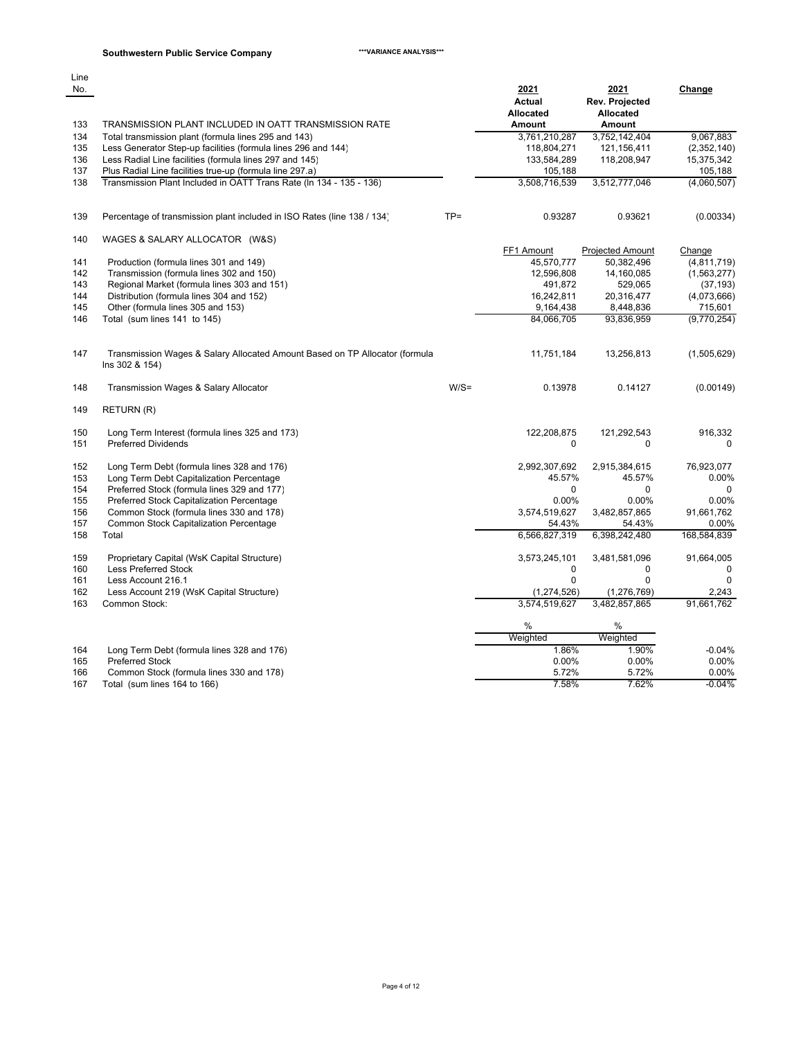**Southwestern Public Service Company** ***VARIANCE ANALYSIS***

| Line No. | | | 2021 Actual Allocated Amount | 2021 Rev. Projected Allocated Amount | Change |
|---|---|---|---|---|---|
| 133 | TRANSMISSION PLANT INCLUDED IN OATT TRANSMISSION RATE | | | | |
| 134 | Total transmission plant (formula lines 295 and 143) | | 3,761,210,287 | 3,752,142,404 | 9,067,883 |
| 135 | Less Generator Step-up facilities (formula lines 296 and 144) | | 118,804,271 | 121,156,411 | (2,352,140) |
| 136 | Less Radial Line facilities (formula lines 297 and 145) | | 133,584,289 | 118,208,947 | 15,375,342 |
| 137 | Plus Radial Line facilities true-up (formula line 297.a) | | 105,188 | | 105,188 |
| 138 | Transmission Plant Included in OATT Trans Rate (ln 134 - 135 - 136) | | 3,508,716,539 | 3,512,777,046 | (4,060,507) |
| 139 | Percentage of transmission plant included in ISO Rates (line 138 / 134) | TP= | 0.93287 | 0.93621 | (0.00334) |
| 140 | WAGES & SALARY ALLOCATOR (W&S) | | | | |
| | | | FF1 Amount | Projected Amount | Change |
| 141 | Production (formula lines 301 and 149) | | 45,570,777 | 50,382,496 | (4,811,719) |
| 142 | Transmission (formula lines 302 and 150) | | 12,596,808 | 14,160,085 | (1,563,277) |
| 143 | Regional Market (formula lines 303 and 151) | | 491,872 | 529,065 | (37,193) |
| 144 | Distribution (formula lines 304 and 152) | | 16,242,811 | 20,316,477 | (4,073,666) |
| 145 | Other (formula lines 305 and 153) | | 9,164,438 | 8,448,836 | 715,601 |
| 146 | Total (sum lines 141 to 145) | | 84,066,705 | 93,836,959 | (9,770,254) |
| 147 | Transmission Wages & Salary Allocated Amount Based on TP Allocator (formula lns 302 & 154) | | 11,751,184 | 13,256,813 | (1,505,629) |
| 148 | Transmission Wages & Salary Allocator | W/S= | 0.13978 | 0.14127 | (0.00149) |
| 149 | RETURN (R) | | | | |
| 150 | Long Term Interest (formula lines 325 and 173) | | 122,208,875 | 121,292,543 | 916,332 |
| 151 | Preferred Dividends | | 0 | 0 | 0 |
| 152 | Long Term Debt (formula lines 328 and 176) | | 2,992,307,692 | 2,915,384,615 | 76,923,077 |
| 153 | Long Term Debt Capitalization Percentage | | 45.57% | 45.57% | 0.00% |
| 154 | Preferred Stock (formula lines 329 and 177) | | 0 | 0 | 0 |
| 155 | Preferred Stock Capitalization Percentage | | 0.00% | 0.00% | 0.00% |
| 156 | Common Stock (formula lines 330 and 178) | | 3,574,519,627 | 3,482,857,865 | 91,661,762 |
| 157 | Common Stock Capitalization Percentage | | 54.43% | 54.43% | 0.00% |
| 158 | Total | | 6,566,827,319 | 6,398,242,480 | 168,584,839 |
| 159 | Proprietary Capital (WsK Capital Structure) | | 3,573,245,101 | 3,481,581,096 | 91,664,005 |
| 160 | Less Preferred Stock | | 0 | 0 | 0 |
| 161 | Less Account 216.1 | | 0 | 0 | 0 |
| 162 | Less Account 219 (WsK Capital Structure) | | (1,274,526) | (1,276,769) | 2,243 |
| 163 | Common Stock: | | 3,574,519,627 | 3,482,857,865 | 91,661,762 |
| | | | % Weighted | % Weighted | |
| 164 | Long Term Debt (formula lines 328 and 176) | | 1.86% | 1.90% | -0.04% |
| 165 | Preferred Stock | | 0.00% | 0.00% | 0.00% |
| 166 | Common Stock (formula lines 330 and 178) | | 5.72% | 5.72% | 0.00% |
| 167 | Total (sum lines 164 to 166) | | 7.58% | 7.62% | -0.04% |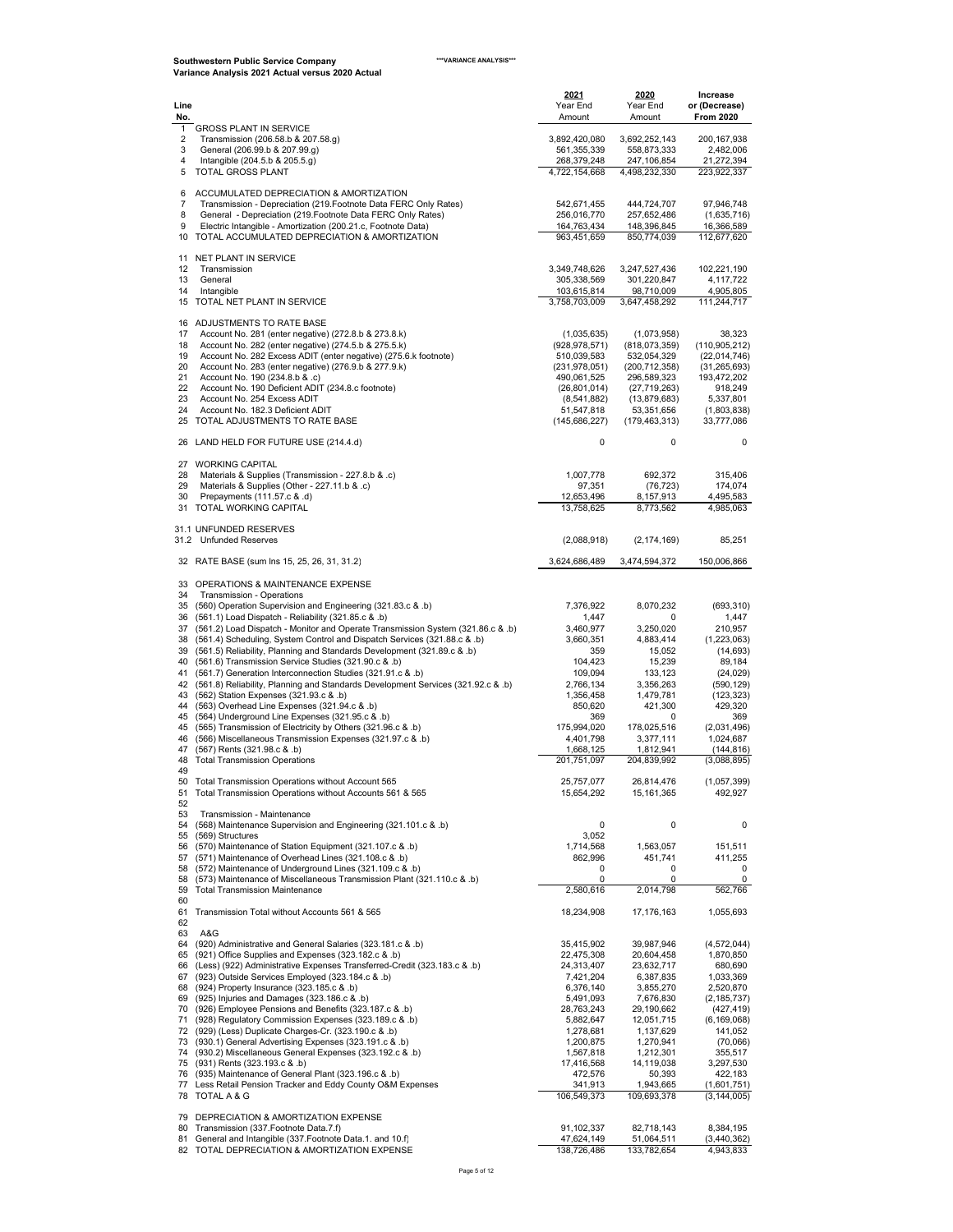**Southwestern Public Service Company** ***VARIANCE ANALYSIS***

**Variance Analysis 2021 Actual versus 2020 Actual**

| Line No. | | 2021 Year End Amount | 2020 Year End Amount | Increase or (Decrease) From 2020 |
|---|---|---|---|---|
| 1 | GROSS PLANT IN SERVICE | | | |
| 2 | Transmission (206.58.b & 207.58.g) | 3,892,420,080 | 3,692,252,143 | 200,167,938 |
| 3 | General (206.99.b & 207.99.g) | 561,355,339 | 558,873,333 | 2,482,006 |
| 4 | Intangible (204.5.b & 205.5.g) | 268,379,248 | 247,106,854 | 21,272,394 |
| 5 | TOTAL GROSS PLANT | 4,722,154,668 | 4,498,232,330 | 223,922,337 |
| 6 | ACCUMULATED DEPRECIATION & AMORTIZATION | | | |
| 7 | Transmission - Depreciation (219.Footnote Data FERC Only Rates) | 542,671,455 | 444,724,707 | 97,946,748 |
| 8 | General - Depreciation (219.Footnote Data FERC Only Rates) | 256,016,770 | 257,652,486 | (1,635,716) |
| 9 | Electric Intangible - Amortization (200.21.c, Footnote Data) | 164,763,434 | 148,396,845 | 16,366,589 |
| 10 | TOTAL ACCUMULATED DEPRECIATION & AMORTIZATION | 963,451,659 | 850,774,039 | 112,677,620 |
| 11 | NET PLANT IN SERVICE | | | |
| 12 | Transmission | 3,349,748,626 | 3,247,527,436 | 102,221,190 |
| 13 | General | 305,338,569 | 301,220,847 | 4,117,722 |
| 14 | Intangible | 103,615,814 | 98,710,009 | 4,905,805 |
| 15 | TOTAL NET PLANT IN SERVICE | 3,758,703,009 | 3,647,458,292 | 111,244,717 |
| 16 | ADJUSTMENTS TO RATE BASE | | | |
| 17 | Account No. 281 (enter negative) (272.8.b & 273.8.k) | (1,035,635) | (1,073,958) | 38,323 |
| 18 | Account No. 282 (enter negative) (274.5.b & 275.5.k) | (928,978,571) | (818,073,359) | (110,905,212) |
| 19 | Account No. 282 Excess ADIT (enter negative) (275.6.k footnote) | 510,039,583 | 532,054,329 | (22,014,746) |
| 20 | Account No. 283 (enter negative) (276.9.b & 277.9.k) | (231,978,051) | (200,712,358) | (31,265,693) |
| 21 | Account No. 190 (234.8.b & .c) | 490,061,525 | 296,589,323 | 193,472,202 |
| 22 | Account No. 190 Deficient ADIT (234.8.c footnote) | (26,801,014) | (27,719,263) | 918,249 |
| 23 | Account No. 254 Excess ADIT | (8,541,882) | (13,879,683) | 5,337,801 |
| 24 | Account No. 182.3 Deficient ADIT | 51,547,818 | 53,351,656 | (1,803,838) |
| 25 | TOTAL ADJUSTMENTS TO RATE BASE | (145,686,227) | (179,463,313) | 33,777,086 |
| 26 | LAND HELD FOR FUTURE USE (214.4.d) | 0 | 0 | 0 |
| 27 | WORKING CAPITAL | | | |
| 28 | Materials & Supplies (Transmission - 227.8.b & .c) | 1,007,778 | 692,372 | 315,406 |
| 29 | Materials & Supplies (Other - 227.11.b & .c) | 97,351 | (76,723) | 174,074 |
| 30 | Prepayments (111.57.c & .d) | 12,653,496 | 8,157,913 | 4,495,583 |
| 31 | TOTAL WORKING CAPITAL | 13,758,625 | 8,773,562 | 4,985,063 |
| 31.1 | UNFUNDED RESERVES | | | |
| 31.2 | Unfunded Reserves | (2,088,918) | (2,174,169) | 85,251 |
| 32 | RATE BASE (sum lns 15, 25, 26, 31, 31.2) | 3,624,686,489 | 3,474,594,372 | 150,006,866 |
| 33 | OPERATIONS & MAINTENANCE EXPENSE | | | |
| 34 | Transmission - Operations | | | |
| 35 | (560) Operation Supervision and Engineering (321.83.c & .b) | 7,376,922 | 8,070,232 | (693,310) |
| 36 | (561.1) Load Dispatch - Reliability (321.85.c & .b) | 1,447 | 0 | 1,447 |
| 37 | (561.2) Load Dispatch - Monitor and Operate Transmission System (321.86.c & .b) | 3,460,977 | 3,250,020 | 210,957 |
| 38 | (561.4) Scheduling, System Control and Dispatch Services (321.88.c & .b) | 3,660,351 | 4,883,414 | (1,223,063) |
| 39 | (561.5) Reliability, Planning and Standards Development (321.89.c & .b) | 359 | 15,052 | (14,693) |
| 40 | (561.6) Transmission Service Studies (321.90.c & .b) | 104,423 | 15,239 | 89,184 |
| 41 | (561.7) Generation Interconnection Studies (321.91.c & .b) | 109,094 | 133,123 | (24,029) |
| 42 | (561.8) Reliability, Planning and Standards Development Services (321.92.c & .b) | 2,766,134 | 3,356,263 | (590,129) |
| 43 | (562) Station Expenses (321.93.c & .b) | 1,356,458 | 1,479,781 | (123,323) |
| 44 | (563) Overhead Line Expenses (321.94.c & .b) | 850,620 | 421,300 | 429,320 |
| 45 | (564) Underground Line Expenses (321.95.c & .b) | 369 | 0 | 369 |
| 45 | (565) Transmission of Electricity by Others (321.96.c & .b) | 175,994,020 | 178,025,516 | (2,031,496) |
| 46 | (566) Miscellaneous Transmission Expenses (321.97.c & .b) | 4,401,798 | 3,377,111 | 1,024,687 |
| 47 | (567) Rents (321.98.c & .b) | 1,668,125 | 1,812,941 | (144,816) |
| 48 | Total Transmission Operations | 201,751,097 | 204,839,992 | (3,088,895) |
| 49 | | | | |
| 50 | Total Transmission Operations without Account 565 | 25,757,077 | 26,814,476 | (1,057,399) |
| 51 | Total Transmission Operations without Accounts 561 & 565 | 15,654,292 | 15,161,365 | 492,927 |
| 52 | | | | |
| 53 | Transmission - Maintenance | | | |
| 54 | (568) Maintenance Supervision and Engineering (321.101.c & .b) | 0 | 0 | 0 |
| 55 | (569) Structures | 3,052 | | |
| 56 | (570) Maintenance of Station Equipment (321.107.c & .b) | 1,714,568 | 1,563,057 | 151,511 |
| 57 | (571) Maintenance of Overhead Lines (321.108.c & .b) | 862,996 | 451,741 | 411,255 |
| 58 | (572) Maintenance of Underground Lines (321.109.c & .b) | 0 | 0 | 0 |
| 58 | (573) Maintenance of Miscellaneous Transmission Plant (321.110.c & .b) | 0 | 0 | 0 |
| 59 | Total Transmission Maintenance | 2,580,616 | 2,014,798 | 562,766 |
| 60 | | | | |
| 61 | Transmission Total without Accounts 561 & 565 | 18,234,908 | 17,176,163 | 1,055,693 |
| 62 | | | | |
| 63 | A&G | | | |
| 64 | (920) Administrative and General Salaries (323.181.c & .b) | 35,415,902 | 39,987,946 | (4,572,044) |
| 65 | (921) Office Supplies and Expenses (323.182.c & .b) | 22,475,308 | 20,604,458 | 1,870,850 |
| 66 | (Less) (922) Administrative Expenses Transferred-Credit (323.183.c & .b) | 24,313,407 | 23,632,717 | 680,690 |
| 67 | (923) Outside Services Employed (323.184.c & .b) | 7,421,204 | 6,387,835 | 1,033,369 |
| 68 | (924) Property Insurance (323.185.c & .b) | 6,376,140 | 3,855,270 | 2,520,870 |
| 69 | (925) Injuries and Damages (323.186.c & .b) | 5,491,093 | 7,676,830 | (2,185,737) |
| 70 | (926) Employee Pensions and Benefits (323.187.c & .b) | 28,763,243 | 29,190,662 | (427,419) |
| 71 | (928) Regulatory Commission Expenses (323.189.c & .b) | 5,882,647 | 12,051,715 | (6,169,068) |
| 72 | (929) (Less) Duplicate Charges-Cr. (323.190.c & .b) | 1,278,681 | 1,137,629 | 141,052 |
| 73 | (930.1) General Advertising Expenses (323.191.c & .b) | 1,200,875 | 1,270,941 | (70,066) |
| 74 | (930.2) Miscellaneous General Expenses (323.192.c & .b) | 1,567,818 | 1,212,301 | 355,517 |
| 75 | (931) Rents (323.193.c & .b) | 17,416,568 | 14,119,038 | 3,297,530 |
| 76 | (935) Maintenance of General Plant (323.196.c & .b) | 472,576 | 50,393 | 422,183 |
| 77 | Less Retail Pension Tracker and Eddy County O&M Expenses | 341,913 | 1,943,665 | (1,601,751) |
| 78 | TOTAL A & G | 106,549,373 | 109,693,378 | (3,144,005) |
| 79 | DEPRECIATION & AMORTIZATION EXPENSE | | | |
| 80 | Transmission (337.Footnote Data.7.f) | 91,102,337 | 82,718,143 | 8,384,195 |
| 81 | General and Intangible (337.Footnote Data.1. and 10.f) | 47,624,149 | 51,064,511 | (3,440,362) |
| 82 | TOTAL DEPRECIATION & AMORTIZATION EXPENSE | 138,726,486 | 133,782,654 | 4,943,833 |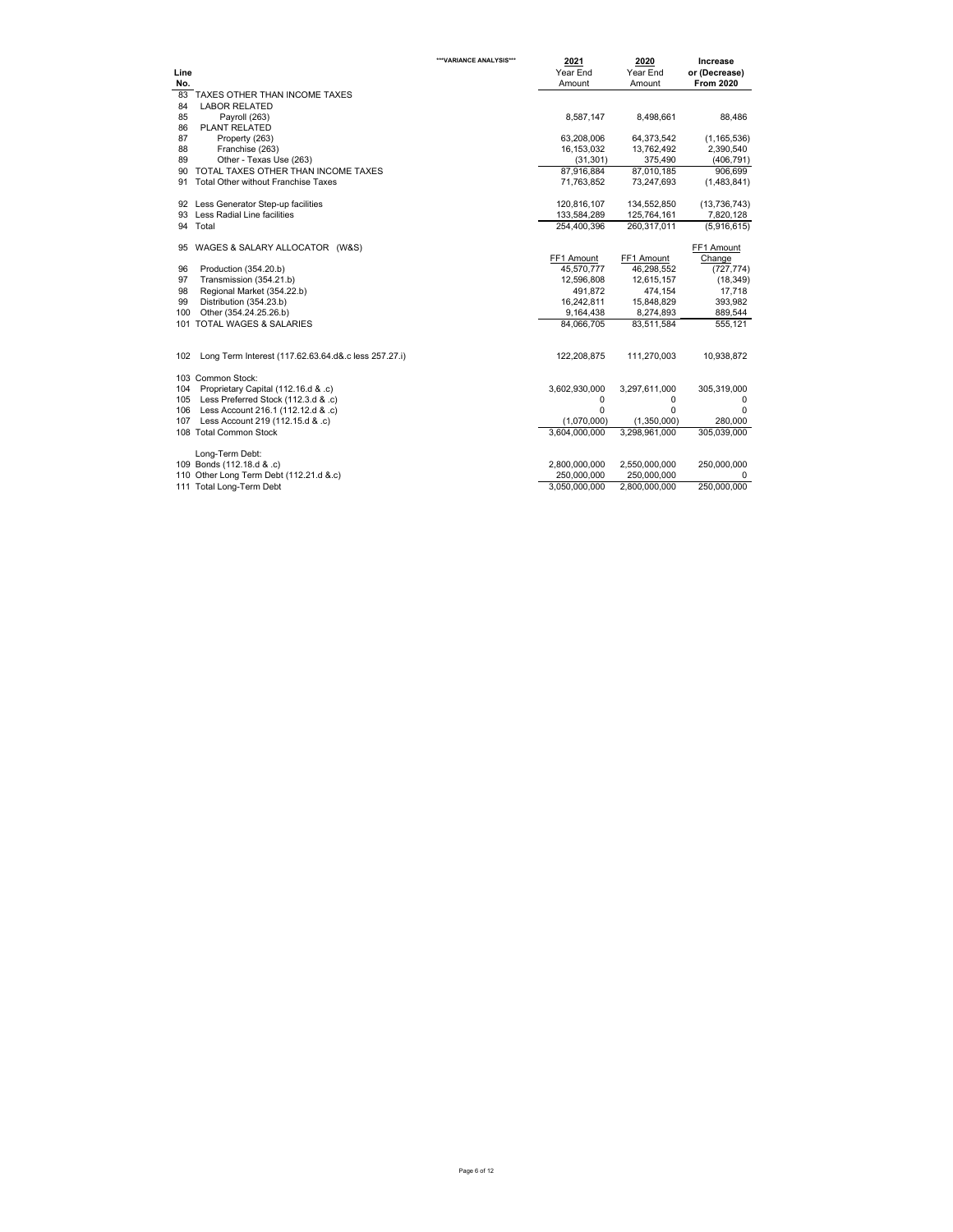***VARIANCE ANALYSIS***

| Line No. | | 2021 Year End Amount | 2020 Year End Amount | Increase or (Decrease) From 2020 |
|---|---|---|---|---|
| 83 | TAXES OTHER THAN INCOME TAXES | | | |
| 84 | LABOR RELATED | | | |
| 85 | Payroll (263) | 8,587,147 | 8,498,661 | 88,486 |
| 86 | PLANT RELATED | | | |
| 87 | Property (263) | 63,208,006 | 64,373,542 | (1,165,536) |
| 88 | Franchise (263) | 16,153,032 | 13,762,492 | 2,390,540 |
| 89 | Other - Texas Use (263) | (31,301) | 375,490 | (406,791) |
| 90 | TOTAL TAXES OTHER THAN INCOME TAXES | 87,916,884 | 87,010,185 | 906,699 |
| 91 | Total Other without Franchise Taxes | 71,763,852 | 73,247,693 | (1,483,841) |
| | | | | |
| 92 | Less Generator Step-up facilities | 120,816,107 | 134,552,850 | (13,736,743) |
| 93 | Less Radial Line facilities | 133,584,289 | 125,764,161 | 7,820,128 |
| 94 | Total | 254,400,396 | 260,317,011 | (5,916,615) |
| | | | | |
| 95 | WAGES & SALARY ALLOCATOR (W&S) | FF1 Amount | FF1 Amount | FF1 Amount Change |
| 96 | Production (354.20.b) | 45,570,777 | 46,298,552 | (727,774) |
| 97 | Transmission (354.21.b) | 12,596,808 | 12,615,157 | (18,349) |
| 98 | Regional Market (354.22.b) | 491,872 | 474,154 | 17,718 |
| 99 | Distribution (354.23.b) | 16,242,811 | 15,848,829 | 393,982 |
| 100 | Other (354.24.25.26.b) | 9,164,438 | 8,274,893 | 889,544 |
| 101 | TOTAL WAGES & SALARIES | 84,066,705 | 83,511,584 | 555,121 |
| | | | | |
| 102 | Long Term Interest (117.62.63.64.d&.c less 257.27.i) | 122,208,875 | 111,270,003 | 10,938,872 |
| | | | | |
| 103 | Common Stock: | | | |
| 104 | Proprietary Capital (112.16.d & .c) | 3,602,930,000 | 3,297,611,000 | 305,319,000 |
| 105 | Less Preferred Stock (112.3.d & .c) | 0 | 0 | 0 |
| 106 | Less Account 216.1 (112.12.d & .c) | 0 | 0 | 0 |
| 107 | Less Account 219 (112.15.d & .c) | (1,070,000) | (1,350,000) | 280,000 |
| 108 | Total Common Stock | 3,604,000,000 | 3,298,961,000 | 305,039,000 |
| | | | | |
| | Long-Term Debt: | | | |
| 109 | Bonds (112.18.d & .c) | 2,800,000,000 | 2,550,000,000 | 250,000,000 |
| 110 | Other Long Term Debt (112.21.d &.c) | 250,000,000 | 250,000,000 | 0 |
| 111 | Total Long-Term Debt | 3,050,000,000 | 2,800,000,000 | 250,000,000 |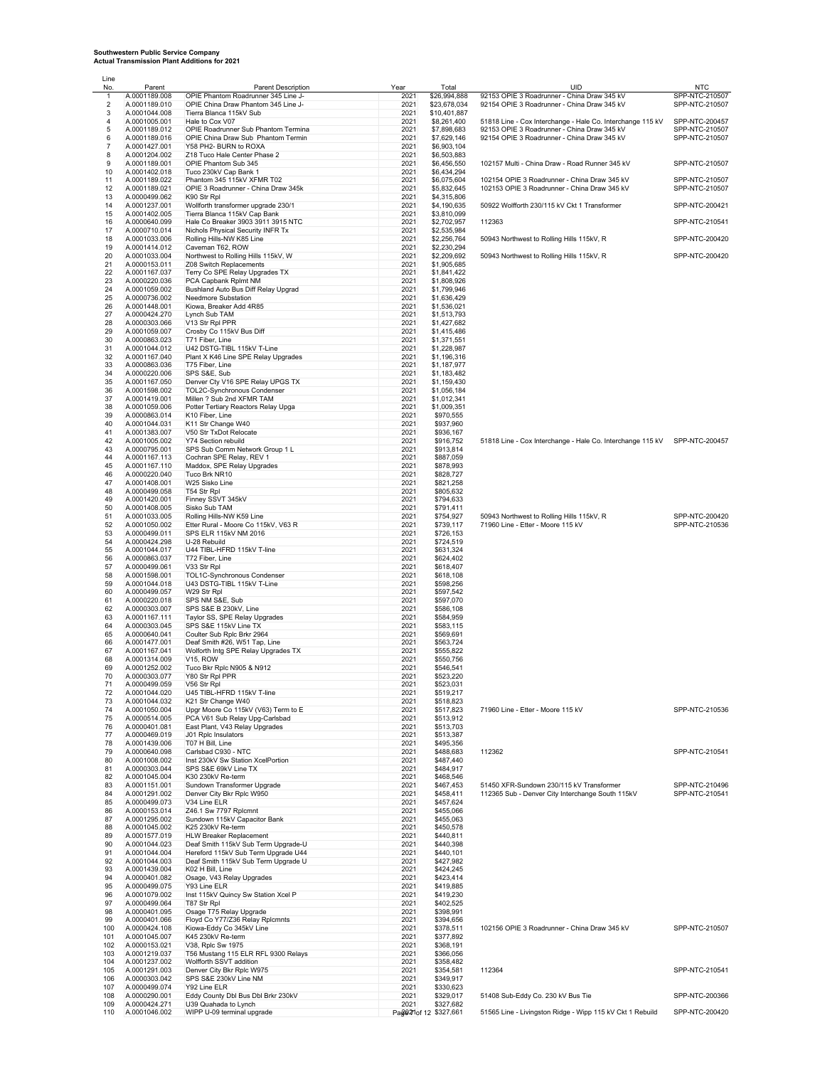**Southwestern Public Service Company**
**Actual Transmission Plant Additions for 2021**

| Line No. | Parent | Parent Description | Year | Total | UID | NTC |
|---|---|---|---|---|---|---|
| 1 | A.0001189.008 | OPIE Phantom Roadrunner 345 Line J- | 2021 | $26,994,888 | 92153 OPIE 3 Roadrunner - China Draw 345 kV | SPP-NTC-210507 |
| 2 | A.0001189.010 | OPIE China Draw Phantom 345 Line J- | 2021 | $23,678,034 | 92154 OPIE 3 Roadrunner - China Draw 345 kV | SPP-NTC-210507 |
| 3 | A.0001044.008 | Tierra Blanca 115kV Sub | 2021 | $10,401,887 | | |
| 4 | A.0001005.001 | Hale to Cox V07 | 2021 | $8,261,400 | 51818 Line - Cox Interchange - Hale Co. Interchange 115 kV | SPP-NTC-200457 |
| 5 | A.0001189.012 | OPIE Roadrunner Sub Phantom Termina | 2021 | $7,898,683 | 92153 OPIE 3 Roadrunner - China Draw 345 kV | SPP-NTC-210507 |
| 6 | A.0001189.016 | OPIE China Draw Sub Phantom Termin | 2021 | $7,629,146 | 92154 OPIE 3 Roadrunner - China Draw 345 kV | SPP-NTC-210507 |
| 7 | A.0001427.001 | Y58 PH2- BURN to ROXA | 2021 | $6,903,104 | | |
| 8 | A.0001204.002 | Z18 Tuco Hale Center Phase 2 | 2021 | $6,503,883 | | |
| 9 | A.0001189.001 | OPIE Phantom Sub 345 | 2021 | $6,456,550 | 102157 Multi - China Draw - Road Runner 345 kV | SPP-NTC-210507 |
| 10 | A.0001402.018 | Tuco 230kV Cap Bank 1 | 2021 | $6,434,294 | | |
| 11 | A.0001189.022 | Phantom 345 115kV XFMR T02 | 2021 | $6,075,604 | 102154 OPIE 3 Roadrunner - China Draw 345 kV | SPP-NTC-210507 |
| 12 | A.0001189.021 | OPIE 3 Roadrunner - China Draw 345k | 2021 | $5,832,645 | 102153 OPIE 3 Roadrunner - China Draw 345 kV | SPP-NTC-210507 |
| 13 | A.0000499.062 | K90 Str Rpl | 2021 | $4,315,806 | | |
| 14 | A.0001237.001 | Wollforth transformer upgrade 230/1 | 2021 | $4,190,635 | 50922 Wolfforth 230/115 kV Ckt 1 Transformer | SPP-NTC-200421 |
| 15 | A.0001402.005 | Tierra Blanca 115kV Cap Bank | 2021 | $3,810,099 | | |
| 16 | A.0000640.099 | Hale Co Breaker 3903 3911 3915 NTC | 2021 | $2,702,957 | 112363 | SPP-NTC-210541 |
| 17 | A.0000710.014 | Nichols Physical Security INFR Tx | 2021 | $2,535,984 | | |
| 18 | A.0001033.006 | Rolling Hills-NW K85 Line | 2021 | $2,256,764 | 50943 Northwest to Rolling Hills 115kV, R | SPP-NTC-200420 |
| 19 | A.0001414.012 | Caveman T62, ROW | 2021 | $2,230,294 | | |
| 20 | A.0001033.004 | Northwest to Rolling Hills 115kV, W | 2021 | $2,209,692 | 50943 Northwest to Rolling Hills 115kV, R | SPP-NTC-200420 |
| 21 | A.0000153.011 | Z08 Switch Replacements | 2021 | $1,905,685 | | |
| 22 | A.0001167.037 | Terry Co SPE Relay Upgrades TX | 2021 | $1,841,422 | | |
| 23 | A.0000220.036 | PCA Capbank Rplmt NM | 2021 | $1,808,926 | | |
| 24 | A.0001059.002 | Bushland Auto Bus Diff Relay Upgrad | 2021 | $1,799,946 | | |
| 25 | A.0000736.002 | Needmore Substation | 2021 | $1,636,429 | | |
| 26 | A.0001448.001 | Kiowa, Breaker Add 4R85 | 2021 | $1,536,021 | | |
| 27 | A.0000424.270 | Lynch Sub TAM | 2021 | $1,513,793 | | |
| 28 | A.0000303.066 | V13 Str Rpl PPR | 2021 | $1,427,682 | | |
| 29 | A.0001059.007 | Crosby Co 115kV Bus Diff | 2021 | $1,415,486 | | |
| 30 | A.0000863.023 | T71 Fiber, Line | 2021 | $1,371,551 | | |
| 31 | A.0001044.012 | U42 DSTG-TIBL 115kV T-Line | 2021 | $1,228,987 | | |
| 32 | A.0001167.040 | Plant X K46 Line SPE Relay Upgrades | 2021 | $1,196,316 | | |
| 33 | A.0000863.036 | T75 Fiber, Line | 2021 | $1,187,977 | | |
| 34 | A.0000220.006 | SPS S&E, Sub | 2021 | $1,183,482 | | |
| 35 | A.0001167.050 | Denver Cty V16 SPE Relay UPGS TX | 2021 | $1,159,430 | | |
| 36 | A.0001598.002 | TOL2C-Synchronous Condenser | 2021 | $1,056,184 | | |
| 37 | A.0001419.001 | Millen ? Sub 2nd XFMR TAM | 2021 | $1,012,341 | | |
| 38 | A.0001059.006 | Potter Tertiary Reactors Relay Upga | 2021 | $1,009,351 | | |
| 39 | A.0000863.014 | K10 Fiber, Line | 2021 | $970,555 | | |
| 40 | A.0001044.031 | K11 Str Change W40 | 2021 | $937,960 | | |
| 41 | A.0001383.007 | V50 Str TxDot Relocate | 2021 | $936,167 | | |
| 42 | A.0001005.002 | Y74 Section rebuild | 2021 | $916,752 | 51818 Line - Cox Interchange - Hale Co. Interchange 115 kV | SPP-NTC-200457 |
| 43 | A.0000795.001 | SPS Sub Comm Network Group 1 L | 2021 | $913,814 | | |
| 44 | A.0001167.113 | Cochran SPE Relay, REV 1 | 2021 | $887,059 | | |
| 45 | A.0001167.110 | Maddox, SPE Relay Upgrades | 2021 | $878,993 | | |
| 46 | A.0000220.040 | Tuco Brk NR10 | 2021 | $828,727 | | |
| 47 | A.0001408.001 | W25 Sisko Line | 2021 | $821,258 | | |
| 48 | A.0000499.058 | T54 Str Rpl | 2021 | $805,632 | | |
| 49 | A.0001420.001 | Finney SSVT 345kV | 2021 | $794,633 | | |
| 50 | A.0001408.005 | Sisko Sub TAM | 2021 | $791,411 | | |
| 51 | A.0001033.005 | Rolling Hills-NW K59 Line | 2021 | $754,927 | 50943 Northwest to Rolling Hills 115kV, R | SPP-NTC-200420 |
| 52 | A.0001050.002 | Etter Rural - Moore Co 115kV, V63 R | 2021 | $739,117 | 71960 Line - Etter - Moore 115 kV | SPP-NTC-210536 |
| 53 | A.0000499.011 | SPS ELR 115kV NM 2016 | 2021 | $726,153 | | |
| 54 | A.0000424.298 | U-28 Rebuild | 2021 | $724,519 | | |
| 55 | A.0001044.017 | U44 TIBL-HFRD 115kV T-line | 2021 | $631,324 | | |
| 56 | A.0000863.037 | T72 Fiber, Line | 2021 | $624,402 | | |
| 57 | A.0000499.061 | V33 Str Rpl | 2021 | $618,407 | | |
| 58 | A.0001598.001 | TOL1C-Synchronous Condenser | 2021 | $618,108 | | |
| 59 | A.0001044.018 | U43 DSTG-TIBL 115kV T-Line | 2021 | $598,256 | | |
| 60 | A.0000499.057 | W29 Str Rpl | 2021 | $597,542 | | |
| 61 | A.0000220.018 | SPS NM S&E, Sub | 2021 | $597,070 | | |
| 62 | A.0000303.007 | SPS S&E B 230kV, Line | 2021 | $586,108 | | |
| 63 | A.0001167.111 | Taylor SS, SPE Relay Upgrades | 2021 | $584,959 | | |
| 64 | A.0000303.045 | SPS S&E 115kV Line TX | 2021 | $583,115 | | |
| 65 | A.0000640.041 | Coulter Sub Rplc Brkr 2964 | 2021 | $569,691 | | |
| 66 | A.0001477.001 | Deaf Smith #26, W51 Tap, Line | 2021 | $563,724 | | |
| 67 | A.0001167.041 | Wolfforth Intg SPE Relay Upgrades TX | 2021 | $555,822 | | |
| 68 | A.0001314.009 | V15, ROW | 2021 | $550,756 | | |
| 69 | A.0001252.002 | Tuco Bkr Rplc N905 & N912 | 2021 | $546,541 | | |
| 70 | A.0000303.077 | Y80 Str Rpl PPR | 2021 | $523,220 | | |
| 71 | A.0000499.059 | V56 Str Rpl | 2021 | $523,031 | | |
| 72 | A.0001044.020 | U45 TIBL-HFRD 115kV T-line | 2021 | $519,217 | | |
| 73 | A.0001044.032 | K21 Str Change W40 | 2021 | $518,823 | | |
| 74 | A.0001050.004 | Upgr Moore Co 115kV (V63) Term to E | 2021 | $517,823 | 71960 Line - Etter - Moore 115 kV | SPP-NTC-210536 |
| 75 | A.0000514.005 | PCA V61 Sub Relay Upg-Carlsbad | 2021 | $513,912 | | |
| 76 | A.0000401.081 | East Plant, V43 Relay Upgrades | 2021 | $513,703 | | |
| 77 | A.0000469.019 | J01 Rplc Insulators | 2021 | $513,387 | | |
| 78 | A.0001439.006 | T07 H Bill, Line | 2021 | $495,356 | | |
| 79 | A.0000640.098 | Carlsbad C930 - NTC | 2021 | $488,683 | 112362 | SPP-NTC-210541 |
| 80 | A.0001008.002 | Inst 230kV Sw Station XcelPortion | 2021 | $487,440 | | |
| 81 | A.0000303.044 | SPS S&E 69kV Line TX | 2021 | $484,917 | | |
| 82 | A.0001045.001 | K30 230kV Re-term | 2021 | $468,546 | | |
| 83 | A.0001151.001 | Sundown Transformer Upgrade | 2021 | $467,453 | 51450 XFR-Sundown 230/115 kV Transformer | SPP-NTC-210496 |
| 84 | A.0001291.002 | Denver City Bkr Rplc W950 | 2021 | $458,411 | 112365 Sub - Denver City Interchange South 115kV | SPP-NTC-210541 |
| 85 | A.0000499.073 | V34 Line ELR | 2021 | $457,624 | | |
| 86 | A.0000153.014 | Z46.1 Sw 7797 Rplcmnt | 2021 | $455,066 | | |
| 87 | A.0001295.002 | Sundown 115kV Capacitor Bank | 2021 | $455,063 | | |
| 88 | A.0001045.002 | K25 230kV Re-term | 2021 | $450,578 | | |
| 89 | A.0001577.019 | HLW Breaker Replacement | 2021 | $440,811 | | |
| 90 | A.0001044.023 | Deaf Smith 115kV Sub Term Upgrade-U | 2021 | $440,398 | | |
| 91 | A.0001044.004 | Hereford 115kV Sub Term Upgrade U44 | 2021 | $440,101 | | |
| 92 | A.0001044.003 | Deaf Smith 115kV Sub Term Upgrade U | 2021 | $427,982 | | |
| 93 | A.0001439.004 | K02 H Bill, Line | 2021 | $424,245 | | |
| 94 | A.0000401.082 | Osage, V43 Relay Upgrades | 2021 | $423,414 | | |
| 95 | A.0000499.075 | Y93 Line ELR | 2021 | $419,885 | | |
| 96 | A.0001079.002 | Inst 115kV Quincy Sw Station Xcel P | 2021 | $419,230 | | |
| 97 | A.0000499.064 | T87 Str Rpl | 2021 | $402,525 | | |
| 98 | A.0000401.095 | Osage T75 Relay Upgrade | 2021 | $398,991 | | |
| 99 | A.0000401.066 | Floyd Co Y77/Z36 Relay Rplcmnts | 2021 | $394,656 | | |
| 100 | A.0000424.108 | Kiowa-Eddy Co 345kV Line | 2021 | $378,511 | 102156 OPIE 3 Roadrunner - China Draw 345 kV | SPP-NTC-210507 |
| 101 | A.0001045.007 | K45 230kV Re-term | 2021 | $377,892 | | |
| 102 | A.0000153.021 | V38, Rplc Sw 1975 | 2021 | $368,191 | | |
| 103 | A.0001219.037 | T56 Mustang 115 ELR RFL 9300 Relays | 2021 | $366,056 | | |
| 104 | A.0001237.002 | Wolfforth SSVT addition | 2021 | $358,482 | | |
| 105 | A.0001291.003 | Denver City Bkr Rplc W975 | 2021 | $354,581 | 112364 | SPP-NTC-210541 |
| 106 | A.0000303.042 | SPS S&E 230kV Line NM | 2021 | $349,917 | | |
| 107 | A.0000499.074 | Y92 Line ELR | 2021 | $330,623 | | |
| 108 | A.0000290.001 | Eddy County Dbl Bus Dbl Brkr 230kV | 2021 | $329,017 | 51408 Sub-Eddy Co. 230 kV Bus Tie | SPP-NTC-200366 |
| 109 | A.0000424.271 | U39 Quahada to Lynch | 2021 | $327,682 | | |
| 110 | A.0001046.002 | WIPP U-09 terminal upgrade | 2021 | $327,661 | 51565 Line - Livingston Ridge - Wipp 115 kV Ckt 1 Rebuild | SPP-NTC-200420 |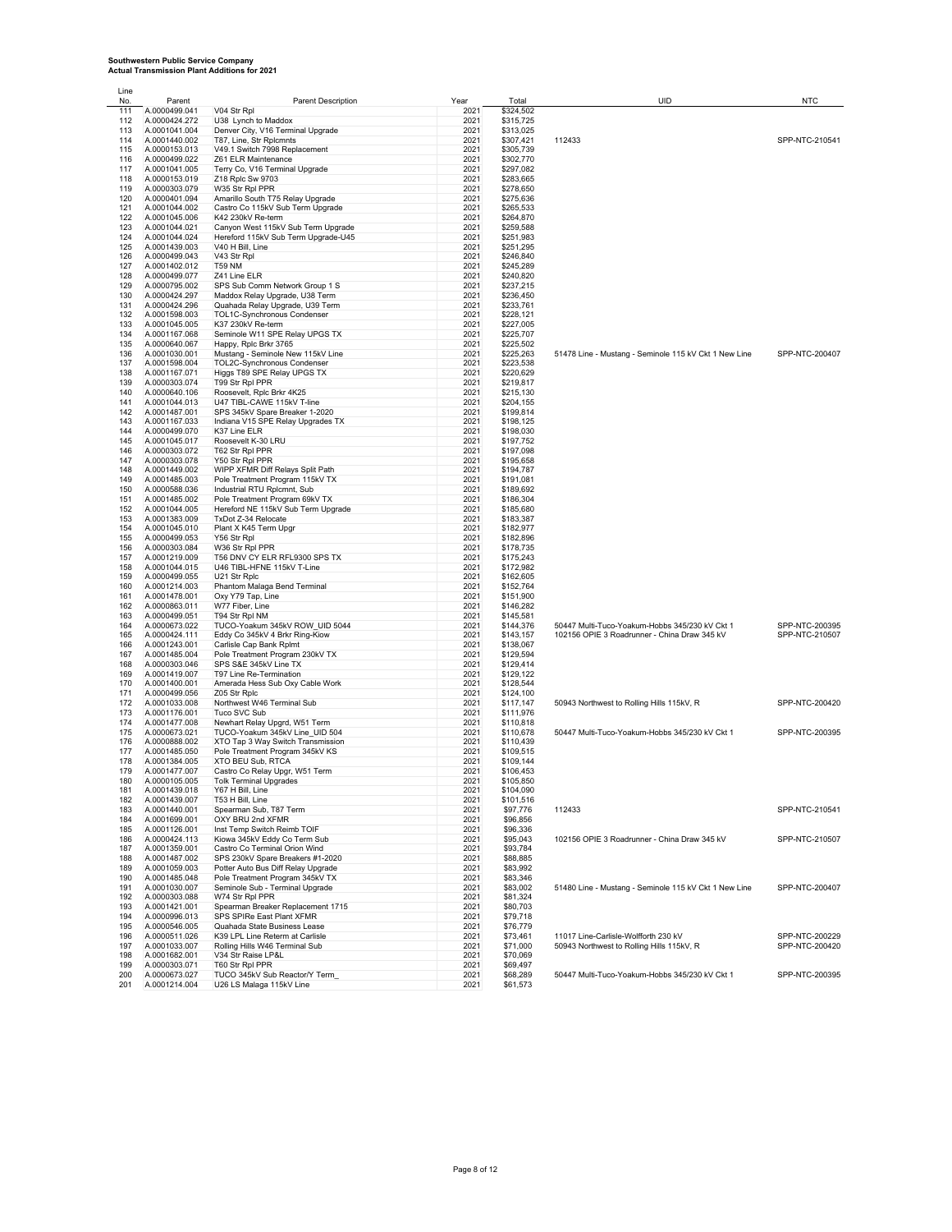**Southwestern Public Service Company**
**Actual Transmission Plant Additions for 2021**

| Line No. | Parent | Parent Description | Year | Total | UID | NTC |
|---|---|---|---|---|---|---|
| 111 | A.0000499.041 | V04 Str Rpl | 2021 | $324,502 | | |
| 112 | A.0000424.272 | U38 Lynch to Maddox | 2021 | $315,725 | | |
| 113 | A.0001041.004 | Denver City, V16 Terminal Upgrade | 2021 | $313,025 | | |
| 114 | A.0001440.002 | T87, Line, Str Rplcmnts | 2021 | $307,421 | 112433 | SPP-NTC-210541 |
| 115 | A.0000153.013 | V49.1 Switch 7998 Replacement | 2021 | $305,739 | | |
| 116 | A.0000499.022 | Z61 ELR Maintenance | 2021 | $302,770 | | |
| 117 | A.0001041.005 | Terry Co, V16 Terminal Upgrade | 2021 | $297,082 | | |
| 118 | A.0000153.019 | Z18 Rplc Sw 9703 | 2021 | $283,665 | | |
| 119 | A.0000303.079 | W35 Str Rpl PPR | 2021 | $278,650 | | |
| 120 | A.0000401.094 | Amarillo South T75 Relay Upgrade | 2021 | $275,636 | | |
| 121 | A.0001044.002 | Castro Co 115kV Sub Term Upgrade | 2021 | $265,533 | | |
| 122 | A.0001045.006 | K42 230kV Re-term | 2021 | $264,870 | | |
| 123 | A.0001044.021 | Canyon West 115kV Sub Term Upgrade | 2021 | $259,588 | | |
| 124 | A.0001044.024 | Hereford 115kV Sub Term Upgrade-U45 | 2021 | $251,983 | | |
| 125 | A.0001439.003 | V40 H Bill, Line | 2021 | $251,295 | | |
| 126 | A.0000499.043 | V43 Str Rpl | 2021 | $246,840 | | |
| 127 | A.0001402.012 | T59 NM | 2021 | $245,289 | | |
| 128 | A.0000499.077 | Z41 Line ELR | 2021 | $240,820 | | |
| 129 | A.0000795.002 | SPS Sub Comm Network Group 1 S | 2021 | $237,215 | | |
| 130 | A.0000424.297 | Maddox Relay Upgrade, U38 Term | 2021 | $236,450 | | |
| 131 | A.0000424.296 | Quahada Relay Upgrade, U39 Term | 2021 | $233,761 | | |
| 132 | A.0001598.003 | TOL1C-Synchronous Condenser | 2021 | $228,121 | | |
| 133 | A.0001045.005 | K37 230kV Re-term | 2021 | $227,005 | | |
| 134 | A.0001167.068 | Seminole W11 SPE Relay UPGS TX | 2021 | $225,707 | | |
| 135 | A.0000640.067 | Happy, Rplc Brkr 3765 | 2021 | $225,502 | | |
| 136 | A.0001030.001 | Mustang - Seminole New 115kV Line | 2021 | $225,263 | 51478 Line - Mustang - Seminole 115 kV Ckt 1 New Line | SPP-NTC-200407 |
| 137 | A.0001598.004 | TOL2C-Synchronous Condenser | 2021 | $223,538 | | |
| 138 | A.0001167.071 | Higgs T89 SPE Relay UPGS TX | 2021 | $220,629 | | |
| 139 | A.0000303.074 | T99 Str Rpl PPR | 2021 | $219,817 | | |
| 140 | A.0000640.106 | Roosevelt, Rplc Brkr 4K25 | 2021 | $215,130 | | |
| 141 | A.0001044.013 | U47 TIBL-CAWE 115kV T-line | 2021 | $204,155 | | |
| 142 | A.0001487.001 | SPS 345kV Spare Breaker 1-2020 | 2021 | $199,814 | | |
| 143 | A.0001167.033 | Indiana V15 SPE Relay Upgrades TX | 2021 | $198,125 | | |
| 144 | A.0000499.070 | K37 Line ELR | 2021 | $198,030 | | |
| 145 | A.0001045.017 | Roosevelt K-30 LRU | 2021 | $197,752 | | |
| 146 | A.0000303.072 | T62 Str Rpl PPR | 2021 | $197,098 | | |
| 147 | A.0000303.078 | Y50 Str Rpl PPR | 2021 | $195,658 | | |
| 148 | A.0001449.002 | WIPP XFMR Diff Relays Split Path | 2021 | $194,787 | | |
| 149 | A.0001485.003 | Pole Treatment Program 115kV TX | 2021 | $191,081 | | |
| 150 | A.0000588.036 | Industrial RTU Rplcmnt, Sub | 2021 | $189,692 | | |
| 151 | A.0001485.002 | Pole Treatment Program 69kV TX | 2021 | $186,304 | | |
| 152 | A.0001044.005 | Hereford NE 115kV Sub Term Upgrade | 2021 | $185,680 | | |
| 153 | A.0001383.009 | TxDot Z-34 Relocate | 2021 | $183,387 | | |
| 154 | A.0001045.010 | Plant X K45 Term Upgr | 2021 | $182,977 | | |
| 155 | A.0000499.053 | Y56 Str Rpl | 2021 | $182,896 | | |
| 156 | A.0000303.084 | W36 Str Rpl PPR | 2021 | $178,735 | | |
| 157 | A.0001219.009 | T56 DNV CY ELR RFL9300 SPS TX | 2021 | $175,243 | | |
| 158 | A.0001044.015 | U46 TIBL-HFNE 115kV T-Line | 2021 | $172,982 | | |
| 159 | A.0000499.055 | U21 Str Rplc | 2021 | $162,605 | | |
| 160 | A.0001214.003 | Phantom Malaga Bend Terminal | 2021 | $152,764 | | |
| 161 | A.0001478.001 | Oxy Y79 Tap, Line | 2021 | $151,900 | | |
| 162 | A.0000863.011 | W77 Fiber, Line | 2021 | $146,282 | | |
| 163 | A.0000499.051 | T94 Str Rpl NM | 2021 | $145,581 | | |
| 164 | A.0000673.022 | TUCO-Yoakum 345kV ROW_UID 5044 | 2021 | $144,376 | 50447 Multi-Tuco-Yoakum-Hobbs 345/230 kV Ckt 1 | SPP-NTC-200395 |
| 165 | A.0000424.111 | Eddy Co 345kV 4 Brkr Ring-Kiow | 2021 | $143,157 | 102156 OPIE 3 Roadrunner - China Draw 345 kV | SPP-NTC-210507 |
| 166 | A.0001243.001 | Carlisle Cap Bank Rplmt | 2021 | $138,067 | | |
| 167 | A.0001485.004 | Pole Treatment Program 230kV TX | 2021 | $129,594 | | |
| 168 | A.0000303.046 | SPS S&E 345kV Line TX | 2021 | $129,414 | | |
| 169 | A.0001419.007 | T97 Line Re-Termination | 2021 | $129,122 | | |
| 170 | A.0001400.001 | Amerada Hess Sub Oxy Cable Work | 2021 | $128,544 | | |
| 171 | A.0000499.056 | Z05 Str Rplc | 2021 | $124,100 | | |
| 172 | A.0001033.008 | Northwest W46 Terminal Sub | 2021 | $117,147 | 50943 Northwest to Rolling Hills 115kV, R | SPP-NTC-200420 |
| 173 | A.0001176.001 | Tuco SVC Sub | 2021 | $111,976 | | |
| 174 | A.0001477.008 | Newhart Relay Upgrd, W51 Term | 2021 | $110,818 | | |
| 175 | A.0000673.021 | TUCO-Yoakum 345kV Line_UID 504 | 2021 | $110,678 | 50447 Multi-Tuco-Yoakum-Hobbs 345/230 kV Ckt 1 | SPP-NTC-200395 |
| 176 | A.0000888.002 | XTO Tap 3 Way Switch Transmission | 2021 | $110,439 | | |
| 177 | A.0001485.050 | Pole Treatment Program 345kV KS | 2021 | $109,515 | | |
| 178 | A.0001384.005 | XTO BEU Sub, RTCA | 2021 | $109,144 | | |
| 179 | A.0001477.007 | Castro Co Relay Upgr, W51 Term | 2021 | $106,453 | | |
| 180 | A.0000105.005 | Tolk Terminal Upgrades | 2021 | $105,850 | | |
| 181 | A.0001439.018 | Y67 H Bill, Line | 2021 | $104,090 | | |
| 182 | A.0001439.007 | T53 H Bill, Line | 2021 | $101,516 | | |
| 183 | A.0001440.001 | Spearman Sub, T87 Term | 2021 | $97,776 | 112433 | SPP-NTC-210541 |
| 184 | A.0001699.001 | OXY BRU 2nd XFMR | 2021 | $96,856 | | |
| 185 | A.0001126.001 | Inst Temp Switch Reimb TOIF | 2021 | $96,336 | | |
| 186 | A.0000424.113 | Kiowa 345kV Eddy Co Term Sub | 2021 | $95,043 | 102156 OPIE 3 Roadrunner - China Draw 345 kV | SPP-NTC-210507 |
| 187 | A.0001359.001 | Castro Co Terminal Orion Wind | 2021 | $93,784 | | |
| 188 | A.0001487.002 | SPS 230kV Spare Breakers #1-2020 | 2021 | $88,885 | | |
| 189 | A.0001059.003 | Potter Auto Bus Diff Relay Upgrade | 2021 | $83,992 | | |
| 190 | A.0001485.048 | Pole Treatment Program 345kV TX | 2021 | $83,346 | | |
| 191 | A.0001030.007 | Seminole Sub - Terminal Upgrade | 2021 | $83,002 | 51480 Line - Mustang - Seminole 115 kV Ckt 1 New Line | SPP-NTC-200407 |
| 192 | A.0000303.088 | W74 Str Rpl PPR | 2021 | $81,324 | | |
| 193 | A.0001421.001 | Spearman Breaker Replacement 1715 | 2021 | $80,703 | | |
| 194 | A.0000996.013 | SPS SPIRe East Plant XFMR | 2021 | $79,718 | | |
| 195 | A.0000546.005 | Quahada State Business Lease | 2021 | $76,779 | | |
| 196 | A.0000511.026 | K39 LPL Line Reterm at Carlisle | 2021 | $73,461 | 11017 Line-Carlisle-Wolfforth 230 kV | SPP-NTC-200229 |
| 197 | A.0001033.007 | Rolling Hills W46 Terminal Sub | 2021 | $71,000 | 50943 Northwest to Rolling Hills 115kV, R | SPP-NTC-200420 |
| 198 | A.0001682.001 | V34 Str Raise LP&L | 2021 | $70,069 | | |
| 199 | A.0000303.071 | T60 Str Rpl PPR | 2021 | $69,497 | | |
| 200 | A.0000673.027 | TUCO 345kV Sub Reactor/Y Term_ | 2021 | $68,289 | 50447 Multi-Tuco-Yoakum-Hobbs 345/230 kV Ckt 1 | SPP-NTC-200395 |
| 201 | A.0001214.004 | U26 LS Malaga 115kV Line | 2021 | $61,573 | | |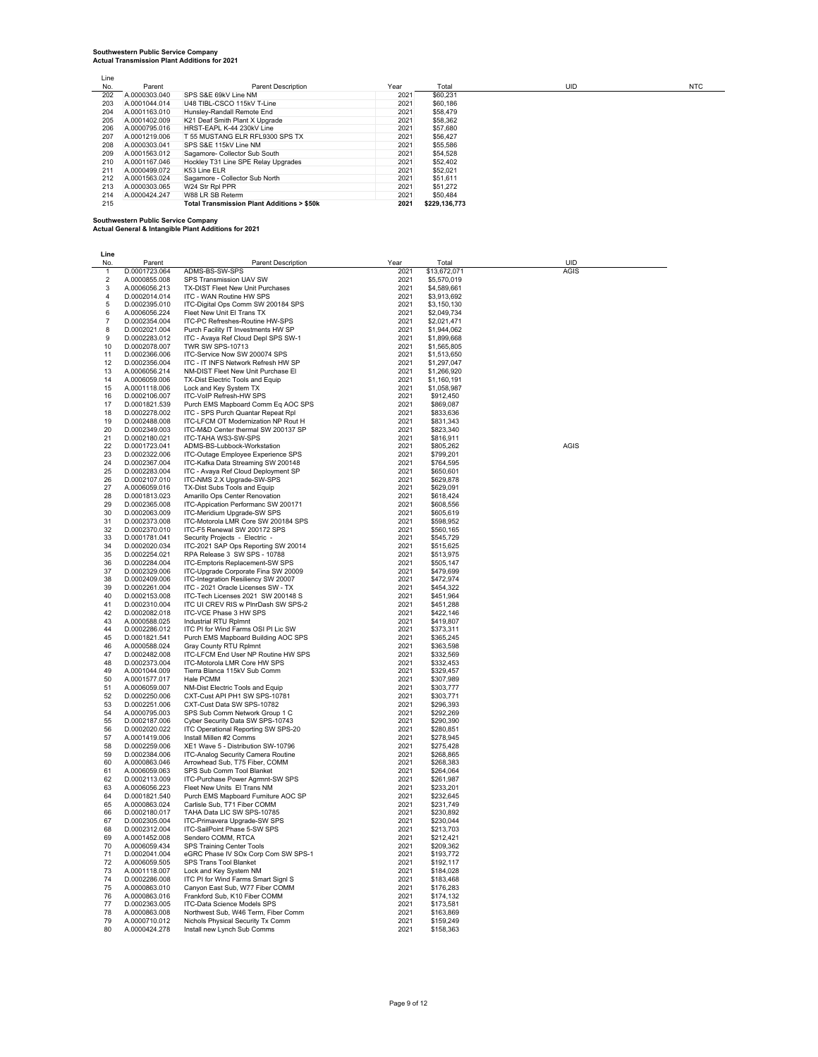**Southwestern Public Service Company**
**Actual Transmission Plant Additions for 2021**

| Line No. | Parent | Parent Description | Year | Total | UID | NTC |
|---|---|---|---|---|---|---|
| 202 | A.0000303.040 | SPS S&E 69kV Line NM | 2021 | $60,231 | | |
| 203 | A.0001044.014 | U48 TIBL-CSCO 115kV T-Line | 2021 | $60,186 | | |
| 204 | A.0001163.010 | Hunsley-Randall Remote End | 2021 | $58,479 | | |
| 205 | A.0001402.009 | K21 Deaf Smith Plant X Upgrade | 2021 | $58,362 | | |
| 206 | A.0000795.016 | HRST-EAPL K-44 230kV Line | 2021 | $57,680 | | |
| 207 | A.0001219.006 | T 55 MUSTANG ELR RFL9300 SPS TX | 2021 | $56,427 | | |
| 208 | A.0000303.041 | SPS S&E 115kV Line NM | 2021 | $55,586 | | |
| 209 | A.0001563.012 | Sagamore- Collector Sub South | 2021 | $54,528 | | |
| 210 | A.0001167.046 | Hockley T31 Line SPE Relay Upgrades | 2021 | $52,402 | | |
| 211 | A.0000499.072 | K53 Line ELR | 2021 | $52,021 | | |
| 212 | A.0001563.024 | Sagamore - Collector Sub North | 2021 | $51,611 | | |
| 213 | A.0000303.065 | W24 Str Rpl PPR | 2021 | $51,272 | | |
| 214 | A.0000424.247 | W88 LR SB Reterm | 2021 | $50,484 | | |
| 215 | | **Total Transmission Plant Additions > $50k** | **2021** | **$229,136,773** | | |

**Southwestern Public Service Company**
**Actual General & Intangible Plant Additions for 2021**

| Line No. | Parent | Parent Description | Year | Total | UID |
|---|---|---|---|---|---|
| 1 | D.0001723.064 | ADMS-BS-SW-SPS | 2021 | $13,672,071 | AGIS |
| 2 | A.0000855.008 | SPS Transmission UAV SW | 2021 | $5,570,019 | |
| 3 | A.0006056.213 | TX-DIST Fleet New Unit Purchases | 2021 | $4,589,661 | |
| 4 | D.0002014.014 | ITC - WAN Routine HW SPS | 2021 | $3,913,692 | |
| 5 | D.0002395.010 | ITC-Digital Ops Comm SW 200184 SPS | 2021 | $3,150,130 | |
| 6 | A.0006056.224 | Fleet New Unit El Trans TX | 2021 | $2,049,734 | |
| 7 | D.0002354.004 | ITC-PC Refreshes-Routine HW-SPS | 2021 | $2,021,471 | |
| 8 | D.0002021.004 | Purch Facility IT Investments HW SP | 2021 | $1,944,062 | |
| 9 | D.0002283.012 | ITC - Avaya Ref Cloud Depl SPS SW-1 | 2021 | $1,899,668 | |
| 10 | D.0002078.007 | TWR SW SPS-10713 | 2021 | $1,565,805 | |
| 11 | D.0002366.006 | ITC-Service Now SW 200074 SPS | 2021 | $1,513,650 | |
| 12 | D.0002356.004 | ITC - IT INFS Network Refresh HW SP | 2021 | $1,297,047 | |
| 13 | A.0006056.214 | NM-DIST Fleet New Unit Purchase El | 2021 | $1,266,920 | |
| 14 | A.0006059.006 | TX-Dist Electric Tools and Equip | 2021 | $1,160,191 | |
| 15 | A.0001118.006 | Lock and Key System TX | 2021 | $1,058,987 | |
| 16 | D.0002106.007 | ITC-VoIP Refresh-HW SPS | 2021 | $912,450 | |
| 17 | D.0001821.539 | Purch EMS Mapboard Comm Eq AOC SPS | 2021 | $869,087 | |
| 18 | D.0002278.002 | ITC - SPS Purch Quantar Repeat Rpl | 2021 | $833,636 | |
| 19 | D.0002488.008 | ITC-LFCM OT Modernization NP Rout H | 2021 | $831,343 | |
| 20 | D.0002349.003 | ITC-M&D Center thermal SW 200137 SP | 2021 | $823,340 | |
| 21 | D.0002180.021 | ITC-TAHA WS3-SW-SPS | 2021 | $816,911 | |
| 22 | D.0001723.041 | ADMS-BS-Lubbock-Workstation | 2021 | $805,262 | AGIS |
| 23 | D.0002322.006 | ITC-Outage Employee Experience SPS | 2021 | $799,201 | |
| 24 | D.0002367.004 | ITC-Kafka Data Streaming SW 200148 | 2021 | $764,595 | |
| 25 | D.0002283.004 | ITC - Avaya Ref Cloud Deployment SP | 2021 | $650,601 | |
| 26 | D.0002107.010 | ITC-NMS 2.X Upgrade-SW-SPS | 2021 | $629,878 | |
| 27 | A.0006059.016 | TX-Dist Subs Tools and Equip | 2021 | $629,091 | |
| 28 | D.0001813.023 | Amarillo Ops Center Renovation | 2021 | $618,424 | |
| 29 | D.0002365.008 | ITC-Appication Performanc SW 200171 | 2021 | $608,556 | |
| 30 | D.0002063.009 | ITC-Meridium Upgrade-SW SPS | 2021 | $605,619 | |
| 31 | D.0002373.008 | ITC-Motorola LMR Core SW 200184 SPS | 2021 | $598,952 | |
| 32 | D.0002370.010 | ITC-F5 Renewal SW 200172 SPS | 2021 | $560,165 | |
| 33 | D.0001781.041 | Security Projects - Electric - | 2021 | $545,729 | |
| 34 | D.0002020.034 | ITC-2021 SAP Ops Reporting SW 20014 | 2021 | $515,625 | |
| 35 | D.0002254.021 | RPA Release 3 SW SPS - 10788 | 2021 | $513,975 | |
| 36 | D.0002284.004 | ITC-Emptoris Replacement-SW SPS | 2021 | $505,147 | |
| 37 | D.0002329.006 | ITC-Upgrade Corporate Fina SW 20009 | 2021 | $479,699 | |
| 38 | D.0002409.006 | ITC-Integration Resiliency SW 20007 | 2021 | $472,974 | |
| 39 | D.0002261.004 | ITC - 2021 Oracle Licenses SW - TX | 2021 | $454,322 | |
| 40 | D.0002153.008 | ITC-Tech Licenses 2021 SW 200148 S | 2021 | $451,964 | |
| 41 | D.0002310.004 | ITC UI CREV RIS w PlnrDash SW SPS-2 | 2021 | $451,288 | |
| 42 | D.0002082.018 | ITC-VCE Phase 3 HW SPS | 2021 | $422,146 | |
| 43 | A.0000588.025 | Industrial RTU Rplmnt | 2021 | $419,807 | |
| 44 | D.0002286.012 | ITC PI for Wind Farms OSI PI Lic SW | 2021 | $373,311 | |
| 45 | D.0001821.541 | Purch EMS Mapboard Building AOC SPS | 2021 | $365,245 | |
| 46 | A.0000588.024 | Gray County RTU Rplmnt | 2021 | $363,598 | |
| 47 | D.0002482.008 | ITC-LFCM End User NP Routine HW SPS | 2021 | $332,569 | |
| 48 | D.0002373.004 | ITC-Motorola LMR Core HW SPS | 2021 | $332,453 | |
| 49 | A.0001044.009 | Tierra Blanca 115kV Sub Comm | 2021 | $329,457 | |
| 50 | A.0001577.017 | Hale PCMM | 2021 | $307,989 | |
| 51 | A.0006059.007 | NM-Dist Electric Tools and Equip | 2021 | $303,777 | |
| 52 | D.0002250.006 | CXT-Cust API PH1 SW SPS-10781 | 2021 | $303,771 | |
| 53 | D.0002251.006 | CXT-Cust Data SW SPS-10782 | 2021 | $296,393 | |
| 54 | A.0000795.003 | SPS Sub Comm Network Group 1 C | 2021 | $292,269 | |
| 55 | D.0002187.006 | Cyber Security Data SW SPS-10743 | 2021 | $290,390 | |
| 56 | D.0002020.022 | ITC Operational Reporting SW SPS-20 | 2021 | $280,851 | |
| 57 | A.0001419.006 | Install Millen #2 Comms | 2021 | $278,945 | |
| 58 | D.0002259.006 | XE1 Wave 5 - Distribution SW-10796 | 2021 | $275,428 | |
| 59 | D.0002384.006 | ITC-Analog Security Camera Routine | 2021 | $268,865 | |
| 60 | A.0000863.046 | Arrowhead Sub, T75 Fiber, COMM | 2021 | $268,383 | |
| 61 | A.0006059.063 | SPS Sub Comm Tool Blanket | 2021 | $264,064 | |
| 62 | D.0002113.009 | ITC-Purchase Power Agrmnt-SW SPS | 2021 | $261,987 | |
| 63 | A.0006056.223 | Fleet New Units El Trans NM | 2021 | $233,201 | |
| 64 | D.0001821.540 | Purch EMS Mapboard Furniture AOC SP | 2021 | $232,645 | |
| 65 | A.0000863.024 | Carlisle Sub, T71 Fiber COMM | 2021 | $231,749 | |
| 66 | D.0002180.017 | TAHA Data LIC SW SPS-10785 | 2021 | $230,892 | |
| 67 | D.0002305.004 | ITC-Primavera Upgrade-SW SPS | 2021 | $230,044 | |
| 68 | D.0002312.004 | ITC-SailPoint Phase 5-SW SPS | 2021 | $213,703 | |
| 69 | A.0001452.008 | Sendero COMM, RTCA | 2021 | $212,421 | |
| 70 | A.0006059.434 | SPS Training Center Tools | 2021 | $209,362 | |
| 71 | D.0002041.004 | eGRC Phase IV SOx Corp Com SW SPS-1 | 2021 | $193,772 | |
| 72 | A.0006059.505 | SPS Trans Tool Blanket | 2021 | $192,117 | |
| 73 | A.0001118.007 | Lock and Key System NM | 2021 | $184,028 | |
| 74 | D.0002286.008 | ITC PI for Wind Farms Smart Signl S | 2021 | $183,468 | |
| 75 | A.0000863.010 | Canyon East Sub, W77 Fiber COMM | 2021 | $176,283 | |
| 76 | A.0000863.016 | Frankford Sub, K10 Fiber COMM | 2021 | $174,132 | |
| 77 | D.0002363.005 | ITC-Data Science Models SPS | 2021 | $173,581 | |
| 78 | A.0000863.008 | Northwest Sub, W46 Term, Fiber Comm | 2021 | $163,869 | |
| 79 | A.0000710.012 | Nichols Physical Security Tx Comm | 2021 | $159,249 | |
| 80 | A.0000424.278 | Install new Lynch Sub Comms | 2021 | $158,363 | |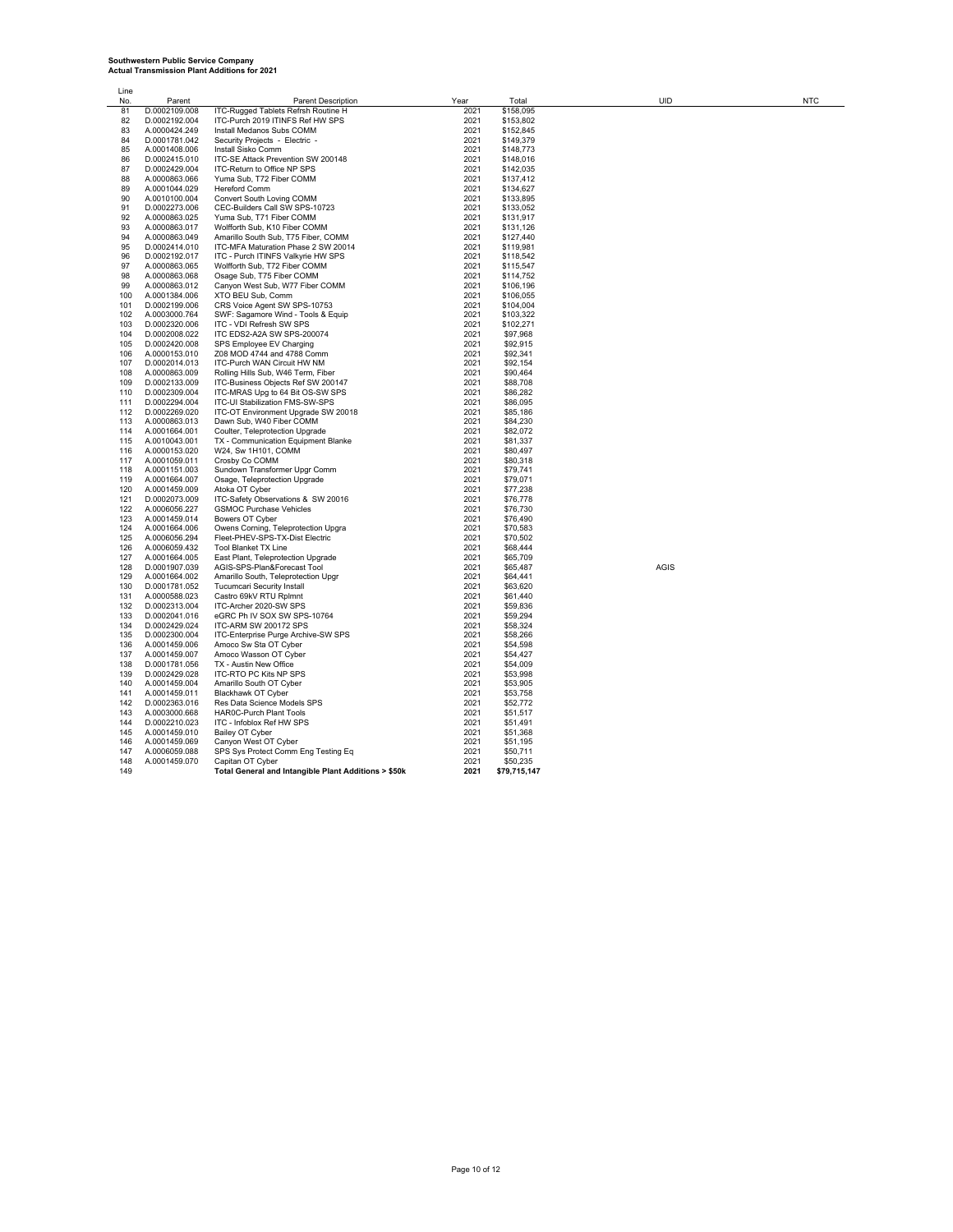**Southwestern Public Service Company**
**Actual Transmission Plant Additions for 2021**

| Line No. | Parent | Parent Description | Year | Total | UID | NTC |
|---|---|---|---|---|---|---|
| 81 | D.0002109.008 | ITC-Rugged Tablets Refrsh Routine H | 2021 | $158,095 | | |
| 82 | D.0002192.004 | ITC-Purch 2019 ITINFS Ref HW SPS | 2021 | $153,802 | | |
| 83 | A.0000424.249 | Install Medanos Subs COMM | 2021 | $152,845 | | |
| 84 | D.0001781.042 | Security Projects - Electric - | 2021 | $149,379 | | |
| 85 | A.0001408.006 | Install Sisko Comm | 2021 | $148,773 | | |
| 86 | D.0002415.010 | ITC-SE Attack Prevention SW 200148 | 2021 | $148,016 | | |
| 87 | D.0002429.004 | ITC-Return to Office NP SPS | 2021 | $142,035 | | |
| 88 | A.0000863.066 | Yuma Sub, T72 Fiber COMM | 2021 | $137,412 | | |
| 89 | A.0001044.029 | Hereford Comm | 2021 | $134,627 | | |
| 90 | A.0010100.004 | Convert South Loving COMM | 2021 | $133,895 | | |
| 91 | D.0002273.006 | CEC-Builders Call SW SPS-10723 | 2021 | $133,052 | | |
| 92 | A.0000863.025 | Yuma Sub, T71 Fiber COMM | 2021 | $131,917 | | |
| 93 | A.0000863.017 | Wolfforth Sub, K10 Fiber COMM | 2021 | $131,126 | | |
| 94 | A.0000863.049 | Amarillo South Sub, T75 Fiber, COMM | 2021 | $127,440 | | |
| 95 | D.0002414.010 | ITC-MFA Maturation Phase 2 SW 20014 | 2021 | $119,981 | | |
| 96 | D.0002192.017 | ITC - Purch ITINFS Valkyrie HW SPS | 2021 | $118,542 | | |
| 97 | A.0000863.065 | Wolfforth Sub, T72 Fiber COMM | 2021 | $115,547 | | |
| 98 | A.0000863.068 | Osage Sub, T75 Fiber COMM | 2021 | $114,752 | | |
| 99 | A.0000863.012 | Canyon West Sub, W77 Fiber COMM | 2021 | $106,196 | | |
| 100 | A.0001384.006 | XTO BEU Sub, Comm | 2021 | $106,055 | | |
| 101 | D.0002199.006 | CRS Voice Agent SW SPS-10753 | 2021 | $104,004 | | |
| 102 | A.0003000.764 | SWF: Sagamore Wind - Tools & Equip | 2021 | $103,322 | | |
| 103 | D.0002320.006 | ITC - VDI Refresh SW SPS | 2021 | $102,271 | | |
| 104 | D.0002008.022 | ITC EDS2-A2A SW SPS-200074 | 2021 | $97,968 | | |
| 105 | D.0002420.008 | SPS Employee EV Charging | 2021 | $92,915 | | |
| 106 | A.0000153.010 | Z08 MOD 4744 and 4788 Comm | 2021 | $92,341 | | |
| 107 | D.0002014.013 | ITC-Purch WAN Circuit HW NM | 2021 | $92,154 | | |
| 108 | A.0000863.009 | Rolling Hills Sub, W46 Term, Fiber | 2021 | $90,464 | | |
| 109 | D.0002133.009 | ITC-Business Objects Ref SW 200147 | 2021 | $88,708 | | |
| 110 | D.0002309.004 | ITC-MRAS Upg to 64 Bit OS-SW SPS | 2021 | $86,282 | | |
| 111 | D.0002294.004 | ITC-UI Stabilization FMS-SW-SPS | 2021 | $86,095 | | |
| 112 | D.0002269.020 | ITC-OT Environment Upgrade SW 20018 | 2021 | $85,186 | | |
| 113 | A.0000863.013 | Dawn Sub, W40 Fiber COMM | 2021 | $84,230 | | |
| 114 | A.0001664.001 | Coulter, Teleprotection Upgrade | 2021 | $82,072 | | |
| 115 | A.0010043.001 | TX - Communication Equipment Blanke | 2021 | $81,337 | | |
| 116 | A.0000153.020 | W24, Sw 1H101, COMM | 2021 | $80,497 | | |
| 117 | A.0001059.011 | Crosby Co COMM | 2021 | $80,318 | | |
| 118 | A.0001151.003 | Sundown Transformer Upgr Comm | 2021 | $79,741 | | |
| 119 | A.0001664.007 | Osage, Teleprotection Upgrade | 2021 | $79,071 | | |
| 120 | A.0001459.009 | Atoka OT Cyber | 2021 | $77,238 | | |
| 121 | D.0002073.009 | ITC-Safety Observations & SW 20016 | 2021 | $76,778 | | |
| 122 | A.0006056.227 | GSMOC Purchase Vehicles | 2021 | $76,730 | | |
| 123 | A.0001459.014 | Bowers OT Cyber | 2021 | $76,490 | | |
| 124 | A.0001664.006 | Owens Corning, Teleprotection Upgra | 2021 | $70,583 | | |
| 125 | A.0006056.294 | Fleet-PHEV-SPS-TX-Dist Electric | 2021 | $70,502 | | |
| 126 | A.0006059.432 | Tool Blanket TX Line | 2021 | $68,444 | | |
| 127 | A.0001664.005 | East Plant, Teleprotection Upgrade | 2021 | $65,709 | | |
| 128 | D.0001907.039 | AGIS-SPS-Plan&Forecast Tool | 2021 | $65,487 | AGIS | |
| 129 | A.0001664.002 | Amarillo South, Teleprotection Upgr | 2021 | $64,441 | | |
| 130 | D.0001781.052 | Tucumcari Security Install | 2021 | $63,620 | | |
| 131 | A.0000588.023 | Castro 69kV RTU Rplmnt | 2021 | $61,440 | | |
| 132 | D.0002313.004 | ITC-Archer 2020-SW SPS | 2021 | $59,836 | | |
| 133 | D.0002041.016 | eGRC Ph IV SOX SW SPS-10764 | 2021 | $59,294 | | |
| 134 | D.0002429.024 | ITC-ARM SW 200172 SPS | 2021 | $58,324 | | |
| 135 | D.0002300.004 | ITC-Enterprise Purge Archive-SW SPS | 2021 | $58,266 | | |
| 136 | A.0001459.006 | Amoco Sw Sta OT Cyber | 2021 | $54,598 | | |
| 137 | A.0001459.007 | Amoco Wasson OT Cyber | 2021 | $54,427 | | |
| 138 | D.0001781.056 | TX - Austin New Office | 2021 | $54,009 | | |
| 139 | D.0002429.028 | ITC-RTO PC Kits NP SPS | 2021 | $53,998 | | |
| 140 | A.0001459.004 | Amarillo South OT Cyber | 2021 | $53,905 | | |
| 141 | A.0001459.011 | Blackhawk OT Cyber | 2021 | $53,758 | | |
| 142 | D.0002363.016 | Res Data Science Models SPS | 2021 | $52,772 | | |
| 143 | A.0003000.668 | HAR0C-Purch Plant Tools | 2021 | $51,517 | | |
| 144 | D.0002210.023 | ITC - Infoblox Ref HW SPS | 2021 | $51,491 | | |
| 145 | A.0001459.010 | Bailey OT Cyber | 2021 | $51,368 | | |
| 146 | A.0001459.069 | Canyon West OT Cyber | 2021 | $51,195 | | |
| 147 | A.0006059.088 | SPS Sys Protect Comm Eng Testing Eq | 2021 | $50,711 | | |
| 148 | A.0001459.070 | Capitan OT Cyber | 2021 | $50,235 | | |
| 149 | | **Total General and Intangible Plant Additions > $50k** | **2021** | **$79,715,147** | | |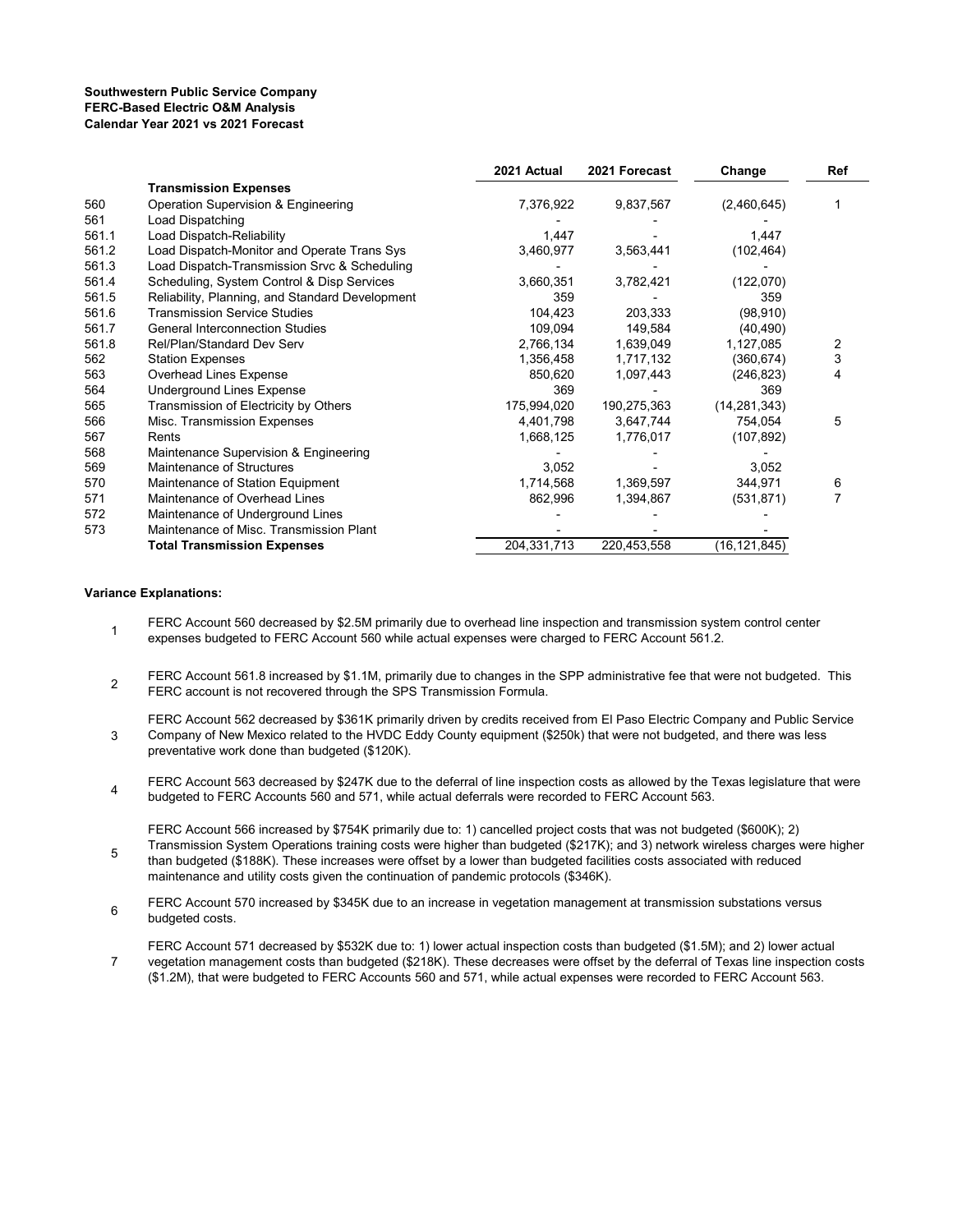**Southwestern Public Service Company**
**FERC-Based Electric O&M Analysis**
**Calendar Year 2021 vs 2021 Forecast**

| | | 2021 Actual | 2021 Forecast | Change | Ref |
|---|---|---|---|---|---|
| | **Transmission Expenses** | | | | |
| 560 | Operation Supervision & Engineering | 7,376,922 | 9,837,567 | (2,460,645) | 1 |
| 561 | Load Dispatching | - | - | - | |
| 561.1 | Load Dispatch-Reliability | 1,447 | - | 1,447 | |
| 561.2 | Load Dispatch-Monitor and Operate Trans Sys | 3,460,977 | 3,563,441 | (102,464) | |
| 561.3 | Load Dispatch-Transmission Srvc & Scheduling | - | - | - | |
| 561.4 | Scheduling, System Control & Disp Services | 3,660,351 | 3,782,421 | (122,070) | |
| 561.5 | Reliability, Planning, and Standard Development | 359 | - | 359 | |
| 561.6 | Transmission Service Studies | 104,423 | 203,333 | (98,910) | |
| 561.7 | General Interconnection Studies | 109,094 | 149,584 | (40,490) | |
| 561.8 | Rel/Plan/Standard Dev Serv | 2,766,134 | 1,639,049 | 1,127,085 | 2 |
| 562 | Station Expenses | 1,356,458 | 1,717,132 | (360,674) | 3 |
| 563 | Overhead Lines Expense | 850,620 | 1,097,443 | (246,823) | 4 |
| 564 | Underground Lines Expense | 369 | - | 369 | |
| 565 | Transmission of Electricity by Others | 175,994,020 | 190,275,363 | (14,281,343) | |
| 566 | Misc. Transmission Expenses | 4,401,798 | 3,647,744 | 754,054 | 5 |
| 567 | Rents | 1,668,125 | 1,776,017 | (107,892) | |
| 568 | Maintenance Supervision & Engineering | - | - | - | |
| 569 | Maintenance of Structures | 3,052 | - | 3,052 | |
| 570 | Maintenance of Station Equipment | 1,714,568 | 1,369,597 | 344,971 | 6 |
| 571 | Maintenance of Overhead Lines | 862,996 | 1,394,867 | (531,871) | 7 |
| 572 | Maintenance of Underground Lines | - | - | - | |
| 573 | Maintenance of Misc. Transmission Plant | - | - | - | |
| | **Total Transmission Expenses** | 204,331,713 | 220,453,558 | (16,121,845) | |

**Variance Explanations:**

1. FERC Account 560 decreased by $2.5M primarily due to overhead line inspection and transmission system control center expenses budgeted to FERC Account 560 while actual expenses were charged to FERC Account 561.2.

2. FERC Account 561.8 increased by $1.1M, primarily due to changes in the SPP administrative fee that were not budgeted. This FERC account is not recovered through the SPS Transmission Formula.

3. FERC Account 562 decreased by $361K primarily driven by credits received from El Paso Electric Company and Public Service Company of New Mexico related to the HVDC Eddy County equipment ($250k) that were not budgeted, and there was less preventative work done than budgeted ($120K).

4. FERC Account 563 decreased by $247K due to the deferral of line inspection costs as allowed by the Texas legislature that were budgeted to FERC Accounts 560 and 571, while actual deferrals were recorded to FERC Account 563.

5. FERC Account 566 increased by $754K primarily due to: 1) cancelled project costs that was not budgeted ($600K); 2) Transmission System Operations training costs were higher than budgeted ($217K); and 3) network wireless charges were higher than budgeted ($188K). These increases were offset by a lower than budgeted facilities costs associated with reduced maintenance and utility costs given the continuation of pandemic protocols ($346K).

6. FERC Account 570 increased by $345K due to an increase in vegetation management at transmission substations versus budgeted costs.

7. FERC Account 571 decreased by $532K due to: 1) lower actual inspection costs than budgeted ($1.5M); and 2) lower actual vegetation management costs than budgeted ($218K). These decreases were offset by the deferral of Texas line inspection costs ($1.2M), that were budgeted to FERC Accounts 560 and 571, while actual expenses were recorded to FERC Account 563.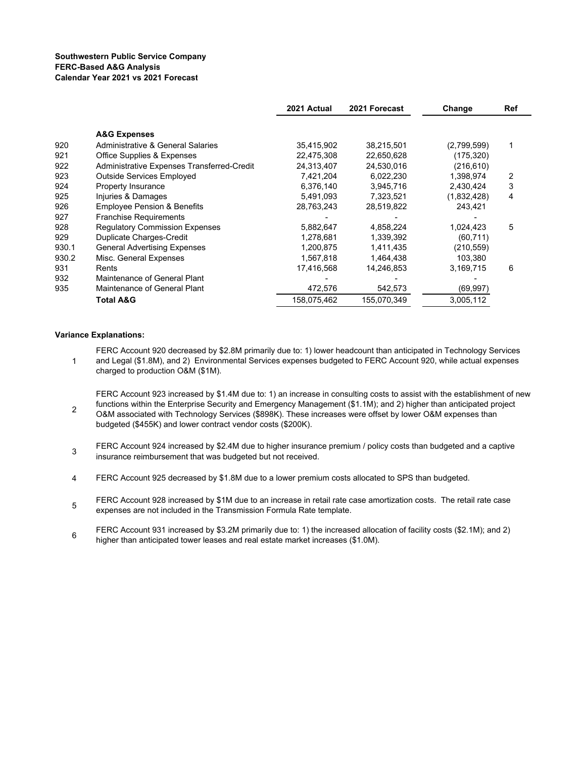**Southwestern Public Service Company**
**FERC-Based A&G Analysis**
**Calendar Year 2021 vs 2021 Forecast**

| | | 2021 Actual | 2021 Forecast | Change | Ref |
|---|---|---|---|---|---|
| | **A&G Expenses** | | | | |
| 920 | Administrative & General Salaries | 35,415,902 | 38,215,501 | (2,799,599) | 1 |
| 921 | Office Supplies & Expenses | 22,475,308 | 22,650,628 | (175,320) | |
| 922 | Administrative Expenses Transferred-Credit | 24,313,407 | 24,530,016 | (216,610) | |
| 923 | Outside Services Employed | 7,421,204 | 6,022,230 | 1,398,974 | 2 |
| 924 | Property Insurance | 6,376,140 | 3,945,716 | 2,430,424 | 3 |
| 925 | Injuries & Damages | 5,491,093 | 7,323,521 | (1,832,428) | 4 |
| 926 | Employee Pension & Benefits | 28,763,243 | 28,519,822 | 243,421 | |
| 927 | Franchise Requirements | - | - | - | |
| 928 | Regulatory Commission Expenses | 5,882,647 | 4,858,224 | 1,024,423 | 5 |
| 929 | Duplicate Charges-Credit | 1,278,681 | 1,339,392 | (60,711) | |
| 930.1 | General Advertising Expenses | 1,200,875 | 1,411,435 | (210,559) | |
| 930.2 | Misc. General Expenses | 1,567,818 | 1,464,438 | 103,380 | |
| 931 | Rents | 17,416,568 | 14,246,853 | 3,169,715 | 6 |
| 932 | Maintenance of General Plant | - | - | - | |
| 935 | Maintenance of General Plant | 472,576 | 542,573 | (69,997) | |
| | **Total A&G** | 158,075,462 | 155,070,349 | 3,005,112 | |

**Variance Explanations:**

1. FERC Account 920 decreased by $2.8M primarily due to: 1) lower headcount than anticipated in Technology Services and Legal ($1.8M), and 2) Environmental Services expenses budgeted to FERC Account 920, while actual expenses charged to production O&M ($1M).

2. FERC Account 923 increased by $1.4M due to: 1) an increase in consulting costs to assist with the establishment of new functions within the Enterprise Security and Emergency Management ($1.1M); and 2) higher than anticipated project O&M associated with Technology Services ($898K). These increases were offset by lower O&M expenses than budgeted ($455K) and lower contract vendor costs ($200K).

3. FERC Account 924 increased by $2.4M due to higher insurance premium / policy costs than budgeted and a captive insurance reimbursement that was budgeted but not received.

4. FERC Account 925 decreased by $1.8M due to a lower premium costs allocated to SPS than budgeted.

5. FERC Account 928 increased by $1M due to an increase in retail rate case amortization costs. The retail rate case expenses are not included in the Transmission Formula Rate template.

6. FERC Account 931 increased by $3.2M primarily due to: 1) the increased allocation of facility costs ($2.1M); and 2) higher than anticipated tower leases and real estate market increases ($1.0M).